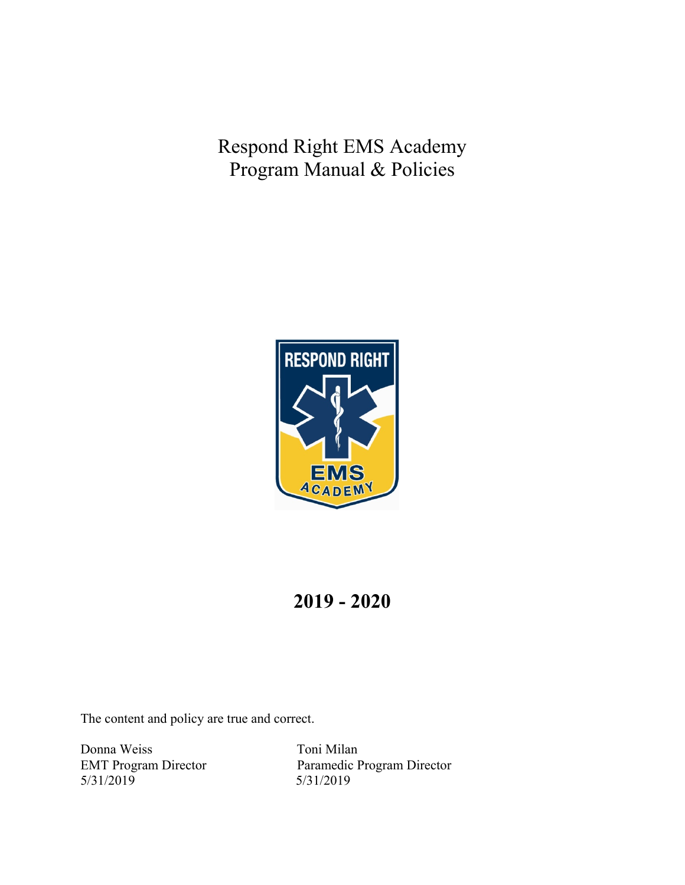# Respond Right EMS Academy
# Program Manual & Policies

**2019 - 2020**

The content and policy are true and correct.

Donna Weiss
EMT Program Director
5/31/2019

Toni Milan
Paramedic Program Director
5/31/2019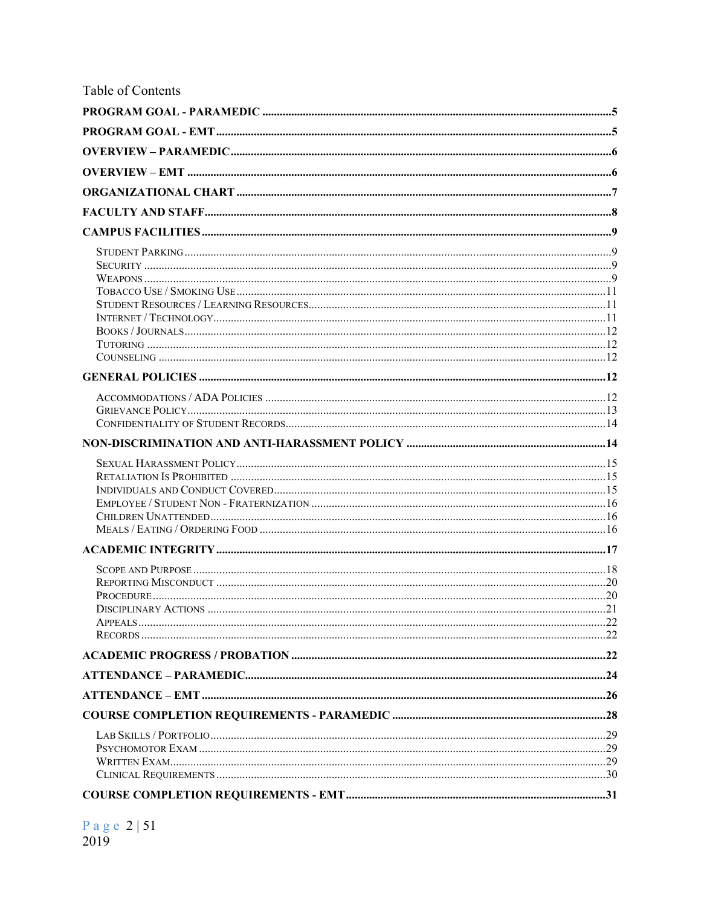# Table of Contents

**PROGRAM GOAL - PARAMEDIC** .......... 5

**PROGRAM GOAL - EMT** .......... 5

**OVERVIEW – PARAMEDIC** .......... 6

**OVERVIEW – EMT** .......... 6

**ORGANIZATIONAL CHART** .......... 7

**FACULTY AND STAFF** .......... 8

**CAMPUS FACILITIES** .......... 9

- Student Parking .......... 9
- Security .......... 9
- Weapons .......... 9
- Tobacco Use / Smoking Use .......... 11
- Student Resources / Learning Resources .......... 11
- Internet / Technology .......... 11
- Books / Journals .......... 12
- Tutoring .......... 12
- Counseling .......... 12

**GENERAL POLICIES** .......... 12

- Accommodations / ADA Policies .......... 12
- Grievance Policy .......... 13
- Confidentiality of Student Records .......... 14

**NON-DISCRIMINATION AND ANTI-HARASSMENT POLICY** .......... 14

- Sexual Harassment Policy .......... 15
- Retaliation Is Prohibited .......... 15
- Individuals and Conduct Covered .......... 15
- Employee / Student Non - Fraternization .......... 16
- Children Unattended .......... 16
- Meals / Eating / Ordering Food .......... 16

**ACADEMIC INTEGRITY** .......... 17

- Scope and Purpose .......... 18
- Reporting Misconduct .......... 20
- Procedure .......... 20
- Disciplinary Actions .......... 21
- Appeals .......... 22
- Records .......... 22

**ACADEMIC PROGRESS / PROBATION** .......... 22

**ATTENDANCE – PARAMEDIC** .......... 24

**ATTENDANCE – EMT** .......... 26

**COURSE COMPLETION REQUIREMENTS - PARAMEDIC** .......... 28

- Lab Skills / Portfolio .......... 29
- Psychomotor Exam .......... 29
- Written Exam .......... 29
- Clinical Requirements .......... 30

**COURSE COMPLETION REQUIREMENTS - EMT** .......... 31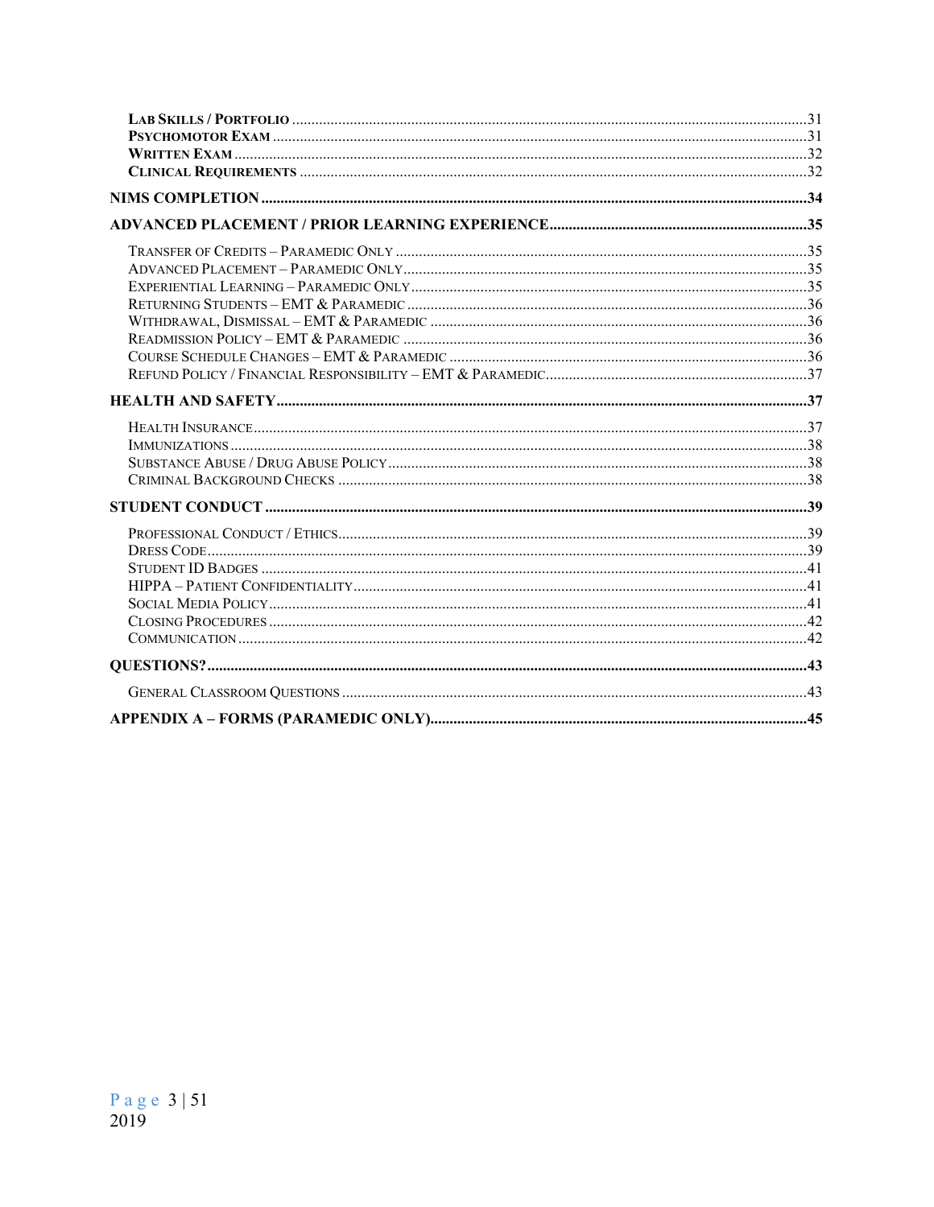**Lab Skills / Portfolio** ....................................................................................................................... 31
**Psychomotor Exam** ............................................................................................................................ 31
**Written Exam** ...................................................................................................................................... 32
**Clinical Requirements** ..................................................................................................................... 32

**NIMS COMPLETION** ............................................................................................................................ 34

**ADVANCED PLACEMENT / PRIOR LEARNING EXPERIENCE** ............................................................. 35

Transfer of Credits – Paramedic Only .......................................................................................... 35
Advanced Placement – Paramedic Only ........................................................................................ 35
Experiential Learning – Paramedic Only ...................................................................................... 35
Returning Students – EMT & Paramedic ....................................................................................... 36
Withdrawal, Dismissal – EMT & Paramedic .................................................................................. 36
Readmission Policy – EMT & Paramedic ........................................................................................ 36
Course Schedule Changes – EMT & Paramedic ............................................................................ 36
Refund Policy / Financial Responsibility – EMT & Paramedic .................................................... 37

**HEALTH AND SAFETY** ......................................................................................................................... 37

Health Insurance .............................................................................................................................. 37
Immunizations .................................................................................................................................... 38
Substance Abuse / Drug Abuse Policy ............................................................................................ 38
Criminal Background Checks ......................................................................................................... 38

**STUDENT CONDUCT** ............................................................................................................................ 39

Professional Conduct / Ethics ......................................................................................................... 39
Dress Code .......................................................................................................................................... 39
Student ID Badges ............................................................................................................................. 41
HIPPA – Patient Confidentiality ..................................................................................................... 41
Social Media Policy ........................................................................................................................... 41
Closing Procedures ........................................................................................................................... 42
Communication .................................................................................................................................. 42

**QUESTIONS?** ........................................................................................................................................ 43

General Classroom Questions ......................................................................................................... 43

**APPENDIX A – FORMS (PARAMEDIC ONLY)** ...................................................................................... 45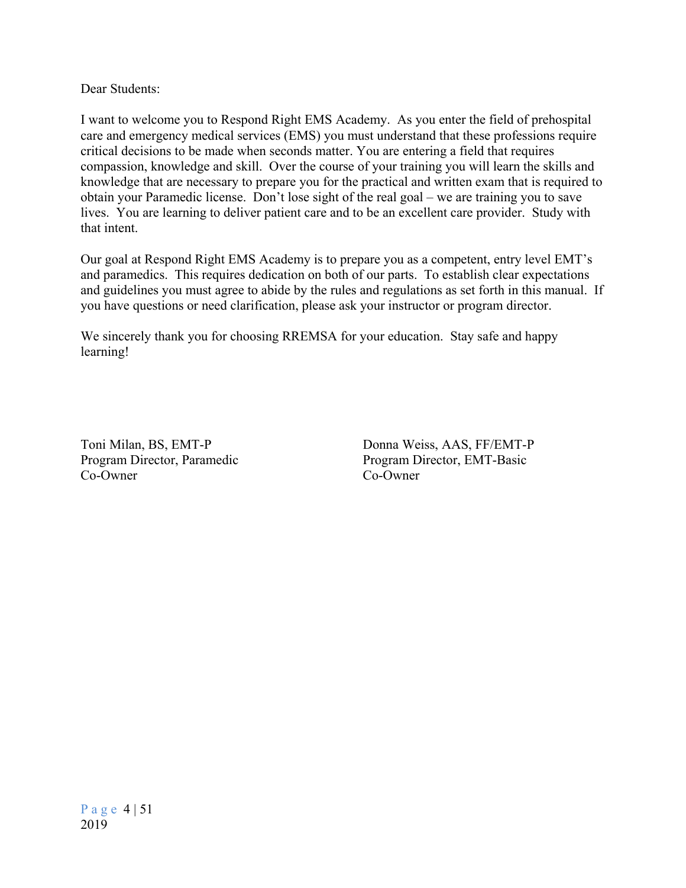Dear Students:

I want to welcome you to Respond Right EMS Academy. As you enter the field of prehospital care and emergency medical services (EMS) you must understand that these professions require critical decisions to be made when seconds matter. You are entering a field that requires compassion, knowledge and skill. Over the course of your training you will learn the skills and knowledge that are necessary to prepare you for the practical and written exam that is required to obtain your Paramedic license. Don't lose sight of the real goal – we are training you to save lives. You are learning to deliver patient care and to be an excellent care provider. Study with that intent.

Our goal at Respond Right EMS Academy is to prepare you as a competent, entry level EMT's and paramedics. This requires dedication on both of our parts. To establish clear expectations and guidelines you must agree to abide by the rules and regulations as set forth in this manual. If you have questions or need clarification, please ask your instructor or program director.

We sincerely thank you for choosing RREMSA for your education. Stay safe and happy learning!

Toni Milan, BS, EMT-P
Program Director, Paramedic
Co-Owner

Donna Weiss, AAS, FF/EMT-P
Program Director, EMT-Basic
Co-Owner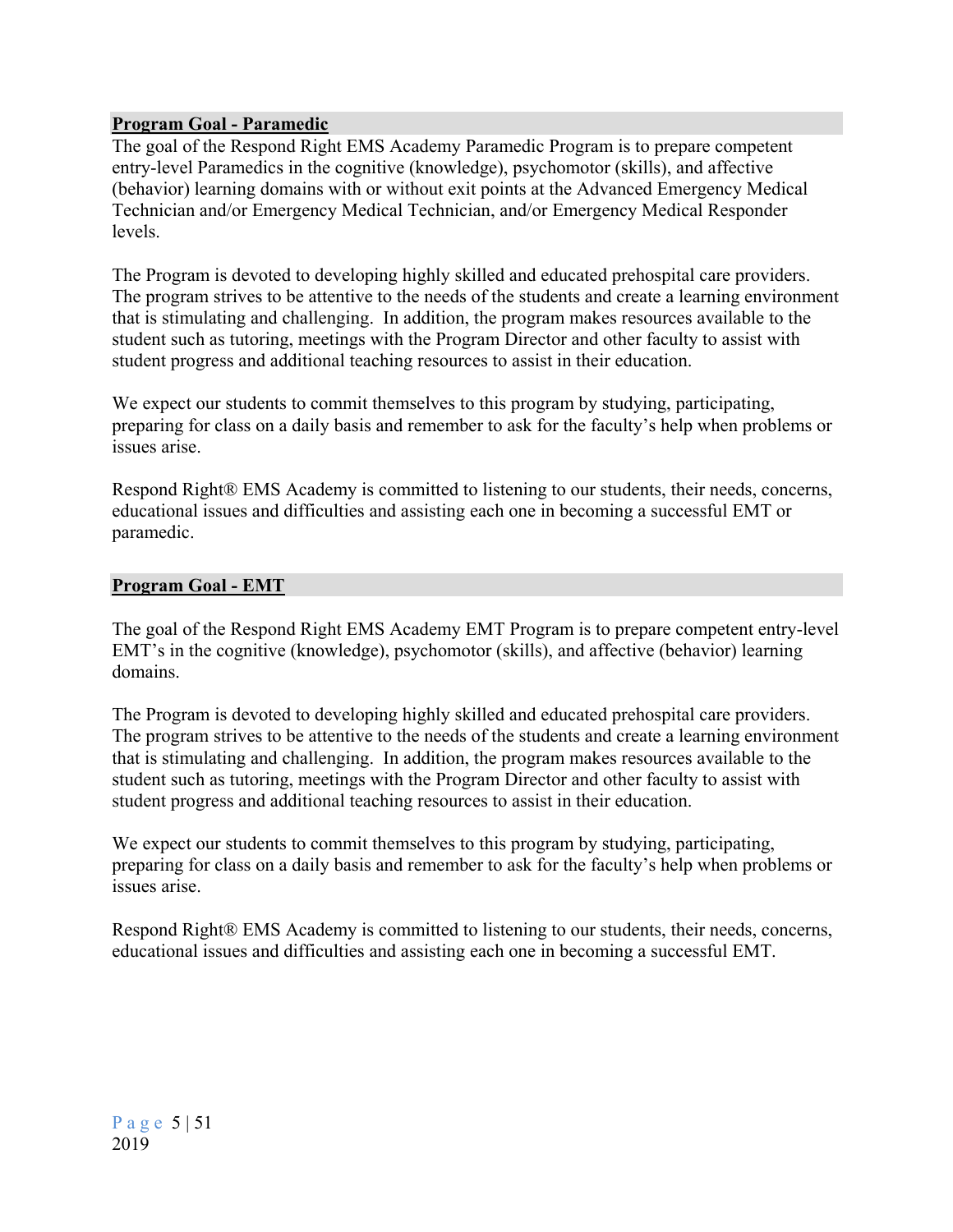## Program Goal - Paramedic

The goal of the Respond Right EMS Academy Paramedic Program is to prepare competent entry-level Paramedics in the cognitive (knowledge), psychomotor (skills), and affective (behavior) learning domains with or without exit points at the Advanced Emergency Medical Technician and/or Emergency Medical Technician, and/or Emergency Medical Responder levels.

The Program is devoted to developing highly skilled and educated prehospital care providers. The program strives to be attentive to the needs of the students and create a learning environment that is stimulating and challenging. In addition, the program makes resources available to the student such as tutoring, meetings with the Program Director and other faculty to assist with student progress and additional teaching resources to assist in their education.

We expect our students to commit themselves to this program by studying, participating, preparing for class on a daily basis and remember to ask for the faculty's help when problems or issues arise.

Respond Right® EMS Academy is committed to listening to our students, their needs, concerns, educational issues and difficulties and assisting each one in becoming a successful EMT or paramedic.

## Program Goal - EMT

The goal of the Respond Right EMS Academy EMT Program is to prepare competent entry-level EMT's in the cognitive (knowledge), psychomotor (skills), and affective (behavior) learning domains.

The Program is devoted to developing highly skilled and educated prehospital care providers. The program strives to be attentive to the needs of the students and create a learning environment that is stimulating and challenging. In addition, the program makes resources available to the student such as tutoring, meetings with the Program Director and other faculty to assist with student progress and additional teaching resources to assist in their education.

We expect our students to commit themselves to this program by studying, participating, preparing for class on a daily basis and remember to ask for the faculty's help when problems or issues arise.

Respond Right® EMS Academy is committed to listening to our students, their needs, concerns, educational issues and difficulties and assisting each one in becoming a successful EMT.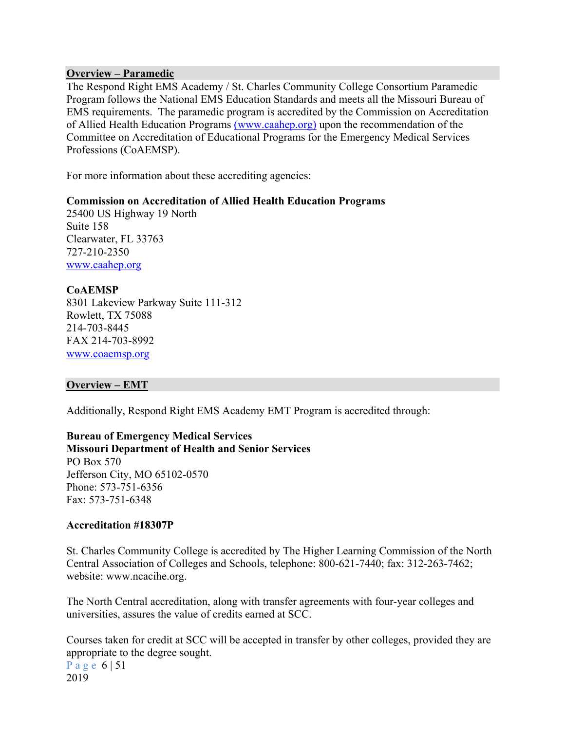## Overview – Paramedic

The Respond Right EMS Academy / St. Charles Community College Consortium Paramedic Program follows the National EMS Education Standards and meets all the Missouri Bureau of EMS requirements. The paramedic program is accredited by the Commission on Accreditation of Allied Health Education Programs (www.caahep.org) upon the recommendation of the Committee on Accreditation of Educational Programs for the Emergency Medical Services Professions (CoAEMSP).

For more information about these accrediting agencies:

**Commission on Accreditation of Allied Health Education Programs**
25400 US Highway 19 North
Suite 158
Clearwater, FL 33763
727-210-2350
www.caahep.org

**CoAEMSP**
8301 Lakeview Parkway Suite 111-312
Rowlett, TX 75088
214-703-8445
FAX 214-703-8992
www.coaemsp.org

## Overview – EMT

Additionally, Respond Right EMS Academy EMT Program is accredited through:

**Bureau of Emergency Medical Services**
**Missouri Department of Health and Senior Services**
PO Box 570
Jefferson City, MO 65102-0570
Phone: 573-751-6356
Fax: 573-751-6348

**Accreditation #18307P**

St. Charles Community College is accredited by The Higher Learning Commission of the North Central Association of Colleges and Schools, telephone: 800-621-7440; fax: 312-263-7462; website: www.ncacihe.org.

The North Central accreditation, along with transfer agreements with four-year colleges and universities, assures the value of credits earned at SCC.

Courses taken for credit at SCC will be accepted in transfer by other colleges, provided they are appropriate to the degree sought.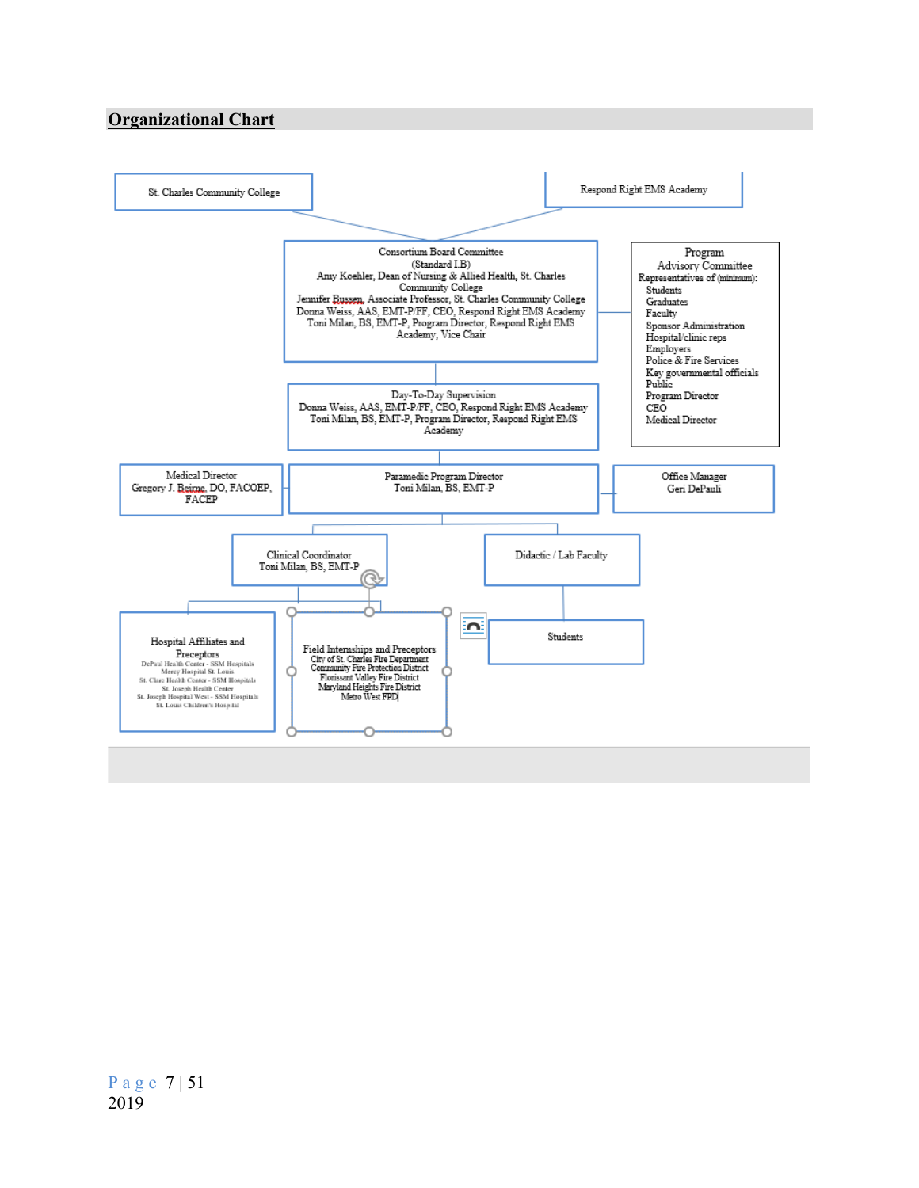## Organizational Chart

St. Charles Community College

Respond Right EMS Academy

**Consortium Board Committee**
(Standard I.B)
Amy Koehler, Dean of Nursing & Allied Health, St. Charles Community College
Jennifer Bussen, Associate Professor, St. Charles Community College
Donna Weiss, AAS, EMT-P/FF, CEO, Respond Right EMS Academy
Toni Milan, BS, EMT-P, Program Director, Respond Right EMS Academy, Vice Chair

**Program Advisory Committee**
Representatives of (minimum):

- Students
- Graduates
- Faculty
- Sponsor Administration
- Hospital/clinic reps
- Employers
- Police & Fire Services
- Key governmental officials
- Public
- Program Director
- CEO
- Medical Director

**Day-To-Day Supervision**
Donna Weiss, AAS, EMT-P/FF, CEO, Respond Right EMS Academy
Toni Milan, BS, EMT-P, Program Director, Respond Right EMS Academy

**Medical Director**
Gregory J. Beirne, DO, FACOEP, FACEP

**Paramedic Program Director**
Toni Milan, BS, EMT-P

**Office Manager**
Geri DePauli

**Clinical Coordinator**
Toni Milan, BS, EMT-P

**Didactic / Lab Faculty**

**Hospital Affiliates and Preceptors**
DePaul Health Center - SSM Hospitals
Mercy Hospital St. Louis
St. Clare Health Center - SSM Hospitals
St. Joseph Health Center
St. Joseph Hospital West - SSM Hospitals
St. Louis Children's Hospital

**Field Internships and Preceptors**
City of St. Charles Fire Department
Community Fire Protection District
Florissant Valley Fire District
Maryland Heights Fire District
Metro West FPD

**Students**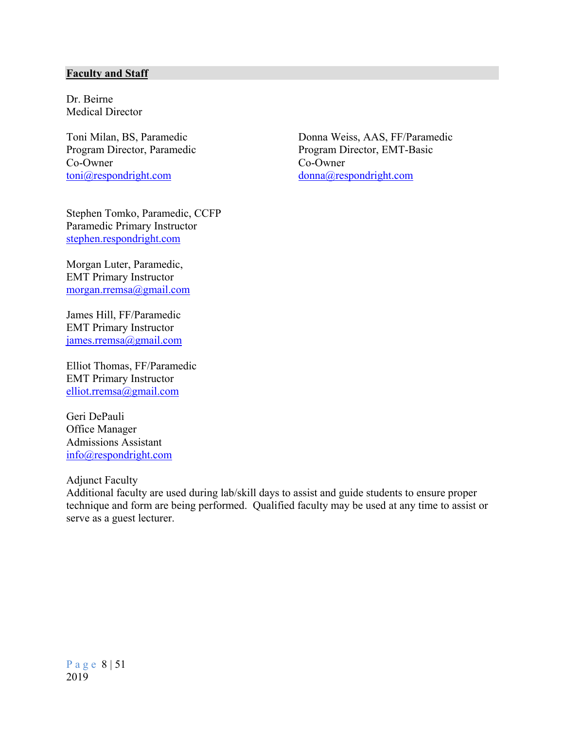## Faculty and Staff

Dr. Beirne
Medical Director

Toni Milan, BS, Paramedic
Program Director, Paramedic
Co-Owner
toni@respondright.com

Donna Weiss, AAS, FF/Paramedic
Program Director, EMT-Basic
Co-Owner
donna@respondright.com

Stephen Tomko, Paramedic, CCFP
Paramedic Primary Instructor
stephen.respondright.com

Morgan Luter, Paramedic,
EMT Primary Instructor
morgan.rremsa@gmail.com

James Hill, FF/Paramedic
EMT Primary Instructor
james.rremsa@gmail.com

Elliot Thomas, FF/Paramedic
EMT Primary Instructor
elliot.rremsa@gmail.com

Geri DePauli
Office Manager
Admissions Assistant
info@respondright.com

Adjunct Faculty
Additional faculty are used during lab/skill days to assist and guide students to ensure proper technique and form are being performed. Qualified faculty may be used at any time to assist or serve as a guest lecturer.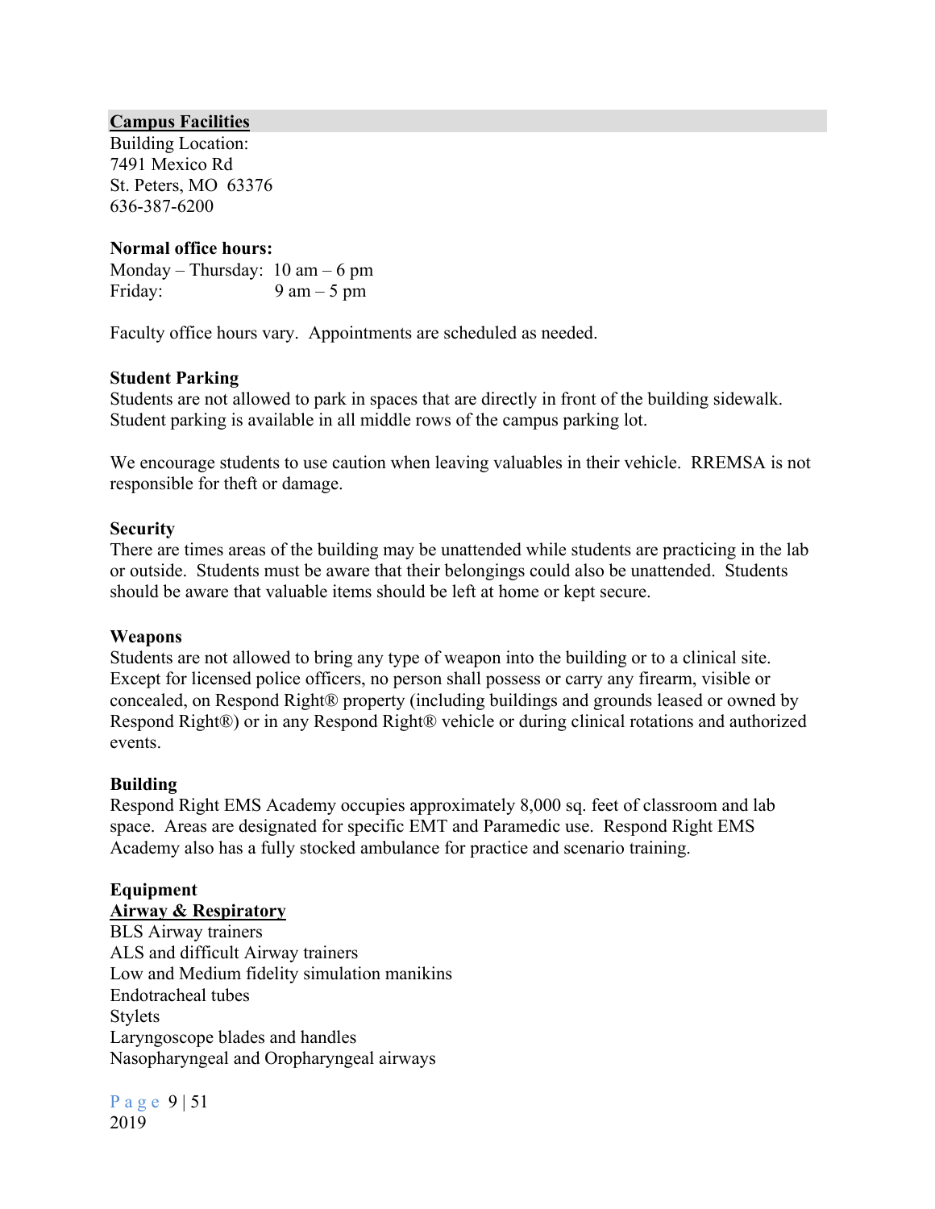## Campus Facilities

Building Location:
7491 Mexico Rd
St. Peters, MO 63376
636-387-6200

**Normal office hours:**

Monday – Thursday: 10 am – 6 pm
Friday: 9 am – 5 pm

Faculty office hours vary. Appointments are scheduled as needed.

**Student Parking**

Students are not allowed to park in spaces that are directly in front of the building sidewalk. Student parking is available in all middle rows of the campus parking lot.

We encourage students to use caution when leaving valuables in their vehicle. RREMSA is not responsible for theft or damage.

**Security**

There are times areas of the building may be unattended while students are practicing in the lab or outside. Students must be aware that their belongings could also be unattended. Students should be aware that valuable items should be left at home or kept secure.

**Weapons**

Students are not allowed to bring any type of weapon into the building or to a clinical site. Except for licensed police officers, no person shall possess or carry any firearm, visible or concealed, on Respond Right® property (including buildings and grounds leased or owned by Respond Right®) or in any Respond Right® vehicle or during clinical rotations and authorized events.

**Building**

Respond Right EMS Academy occupies approximately 8,000 sq. feet of classroom and lab space. Areas are designated for specific EMT and Paramedic use. Respond Right EMS Academy also has a fully stocked ambulance for practice and scenario training.

**Equipment**

**Airway & Respiratory**

BLS Airway trainers
ALS and difficult Airway trainers
Low and Medium fidelity simulation manikins
Endotracheal tubes
Stylets
Laryngoscope blades and handles
Nasopharyngeal and Oropharyngeal airways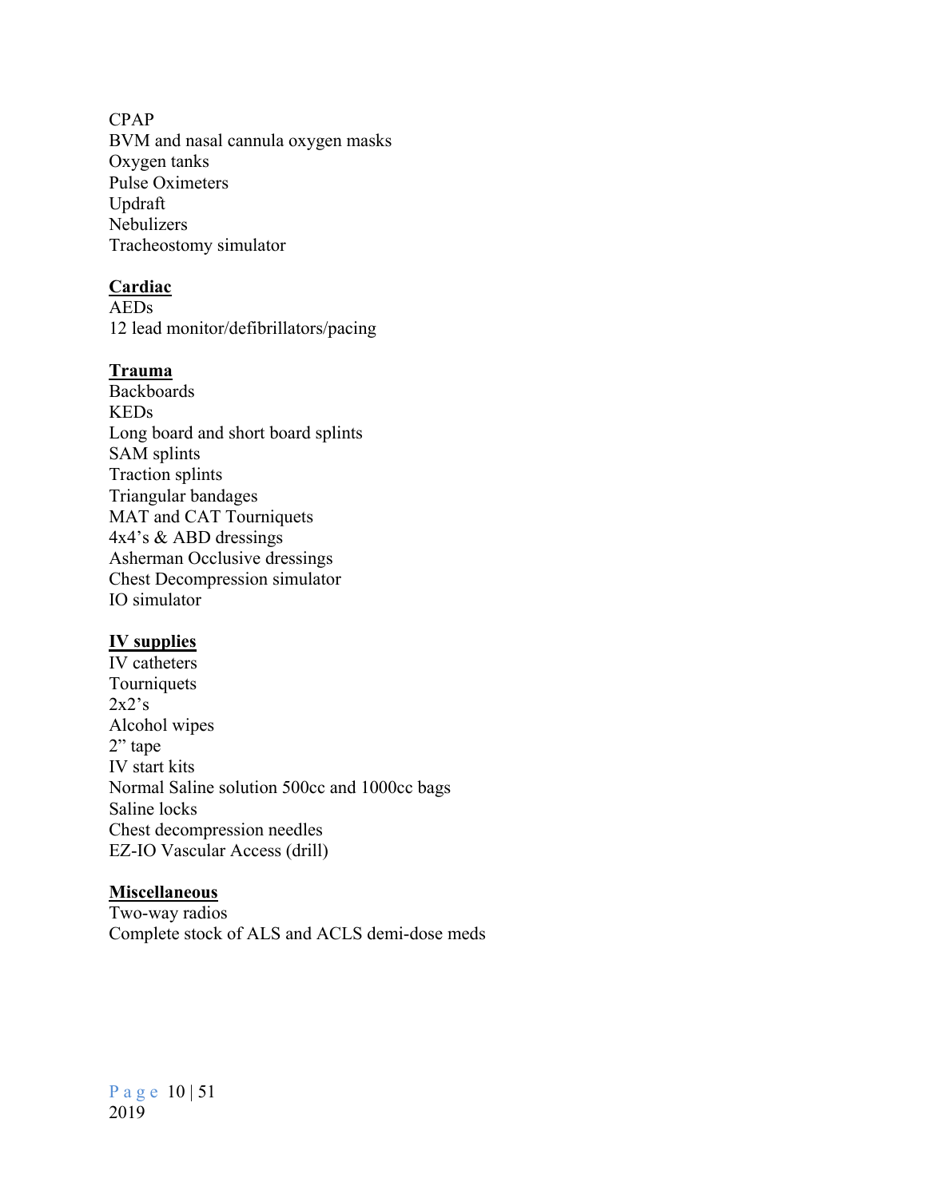CPAP
BVM and nasal cannula oxygen masks
Oxygen tanks
Pulse Oximeters
Updraft
Nebulizers
Tracheostomy simulator

**Cardiac**
AEDs
12 lead monitor/defibrillators/pacing

**Trauma**
Backboards
KEDs
Long board and short board splints
SAM splints
Traction splints
Triangular bandages
MAT and CAT Tourniquets
4x4's & ABD dressings
Asherman Occlusive dressings
Chest Decompression simulator
IO simulator

**IV supplies**
IV catheters
Tourniquets
2x2's
Alcohol wipes
2" tape
IV start kits
Normal Saline solution 500cc and 1000cc bags
Saline locks
Chest decompression needles
EZ-IO Vascular Access (drill)

**Miscellaneous**
Two-way radios
Complete stock of ALS and ACLS demi-dose meds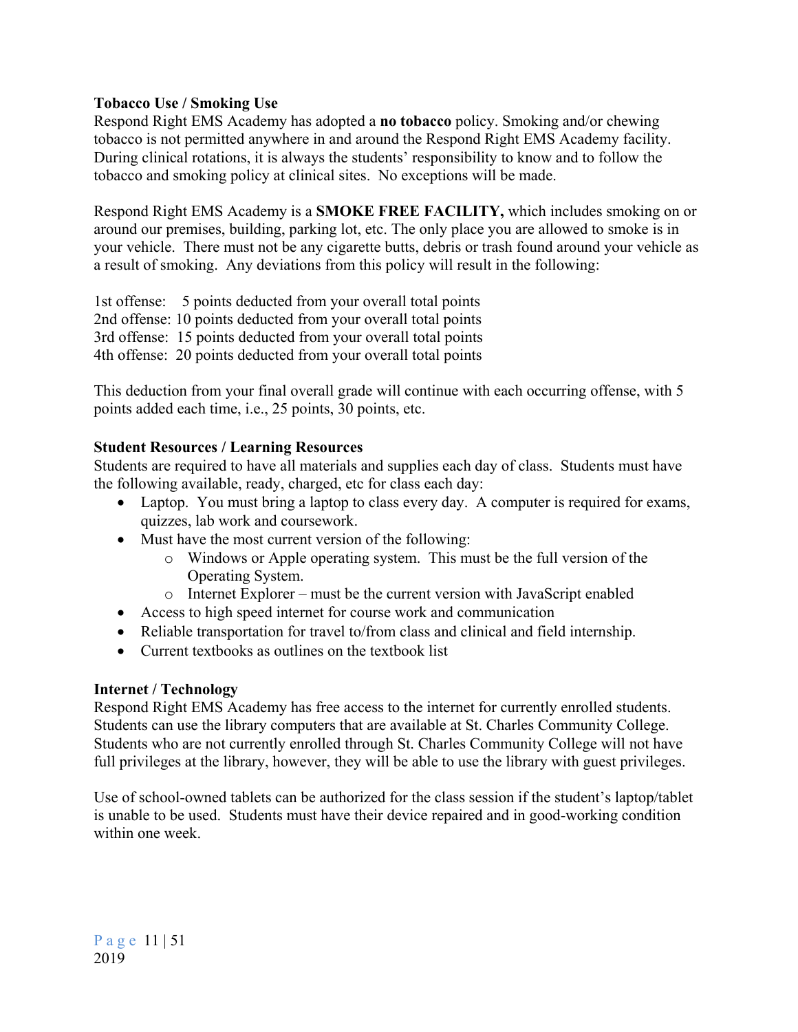**Tobacco Use / Smoking Use**

Respond Right EMS Academy has adopted a **no tobacco** policy. Smoking and/or chewing tobacco is not permitted anywhere in and around the Respond Right EMS Academy facility. During clinical rotations, it is always the students' responsibility to know and to follow the tobacco and smoking policy at clinical sites. No exceptions will be made.

Respond Right EMS Academy is a **SMOKE FREE FACILITY,** which includes smoking on or around our premises, building, parking lot, etc. The only place you are allowed to smoke is in your vehicle. There must not be any cigarette butts, debris or trash found around your vehicle as a result of smoking. Any deviations from this policy will result in the following:

1st offense: 5 points deducted from your overall total points
2nd offense: 10 points deducted from your overall total points
3rd offense: 15 points deducted from your overall total points
4th offense: 20 points deducted from your overall total points

This deduction from your final overall grade will continue with each occurring offense, with 5 points added each time, i.e., 25 points, 30 points, etc.

**Student Resources / Learning Resources**

Students are required to have all materials and supplies each day of class. Students must have the following available, ready, charged, etc for class each day:

- Laptop. You must bring a laptop to class every day. A computer is required for exams, quizzes, lab work and coursework.
- Must have the most current version of the following:
    - Windows or Apple operating system. This must be the full version of the Operating System.
    - Internet Explorer – must be the current version with JavaScript enabled
- Access to high speed internet for course work and communication
- Reliable transportation for travel to/from class and clinical and field internship.
- Current textbooks as outlines on the textbook list

**Internet / Technology**

Respond Right EMS Academy has free access to the internet for currently enrolled students. Students can use the library computers that are available at St. Charles Community College. Students who are not currently enrolled through St. Charles Community College will not have full privileges at the library, however, they will be able to use the library with guest privileges.

Use of school-owned tablets can be authorized for the class session if the student's laptop/tablet is unable to be used. Students must have their device repaired and in good-working condition within one week.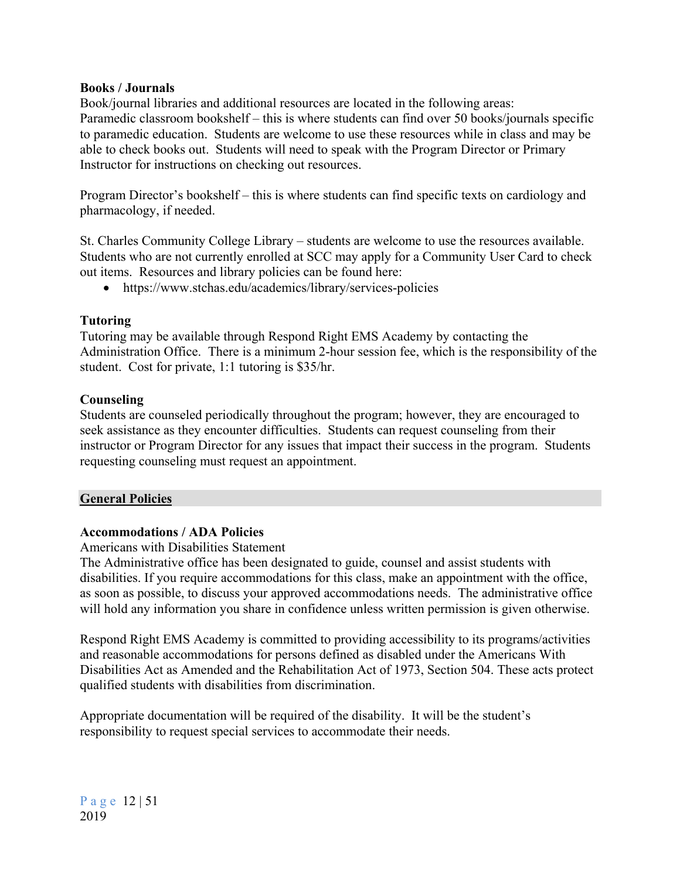**Books / Journals**

Book/journal libraries and additional resources are located in the following areas:
Paramedic classroom bookshelf – this is where students can find over 50 books/journals specific to paramedic education. Students are welcome to use these resources while in class and may be able to check books out. Students will need to speak with the Program Director or Primary Instructor for instructions on checking out resources.

Program Director's bookshelf – this is where students can find specific texts on cardiology and pharmacology, if needed.

St. Charles Community College Library – students are welcome to use the resources available. Students who are not currently enrolled at SCC may apply for a Community User Card to check out items. Resources and library policies can be found here:

- https://www.stchas.edu/academics/library/services-policies

**Tutoring**

Tutoring may be available through Respond Right EMS Academy by contacting the Administration Office. There is a minimum 2-hour session fee, which is the responsibility of the student. Cost for private, 1:1 tutoring is $35/hr.

**Counseling**

Students are counseled periodically throughout the program; however, they are encouraged to seek assistance as they encounter difficulties. Students can request counseling from their instructor or Program Director for any issues that impact their success in the program. Students requesting counseling must request an appointment.

## General Policies

**Accommodations / ADA Policies**

Americans with Disabilities Statement
The Administrative office has been designated to guide, counsel and assist students with disabilities. If you require accommodations for this class, make an appointment with the office, as soon as possible, to discuss your approved accommodations needs. The administrative office will hold any information you share in confidence unless written permission is given otherwise.

Respond Right EMS Academy is committed to providing accessibility to its programs/activities and reasonable accommodations for persons defined as disabled under the Americans With Disabilities Act as Amended and the Rehabilitation Act of 1973, Section 504. These acts protect qualified students with disabilities from discrimination.

Appropriate documentation will be required of the disability. It will be the student's responsibility to request special services to accommodate their needs.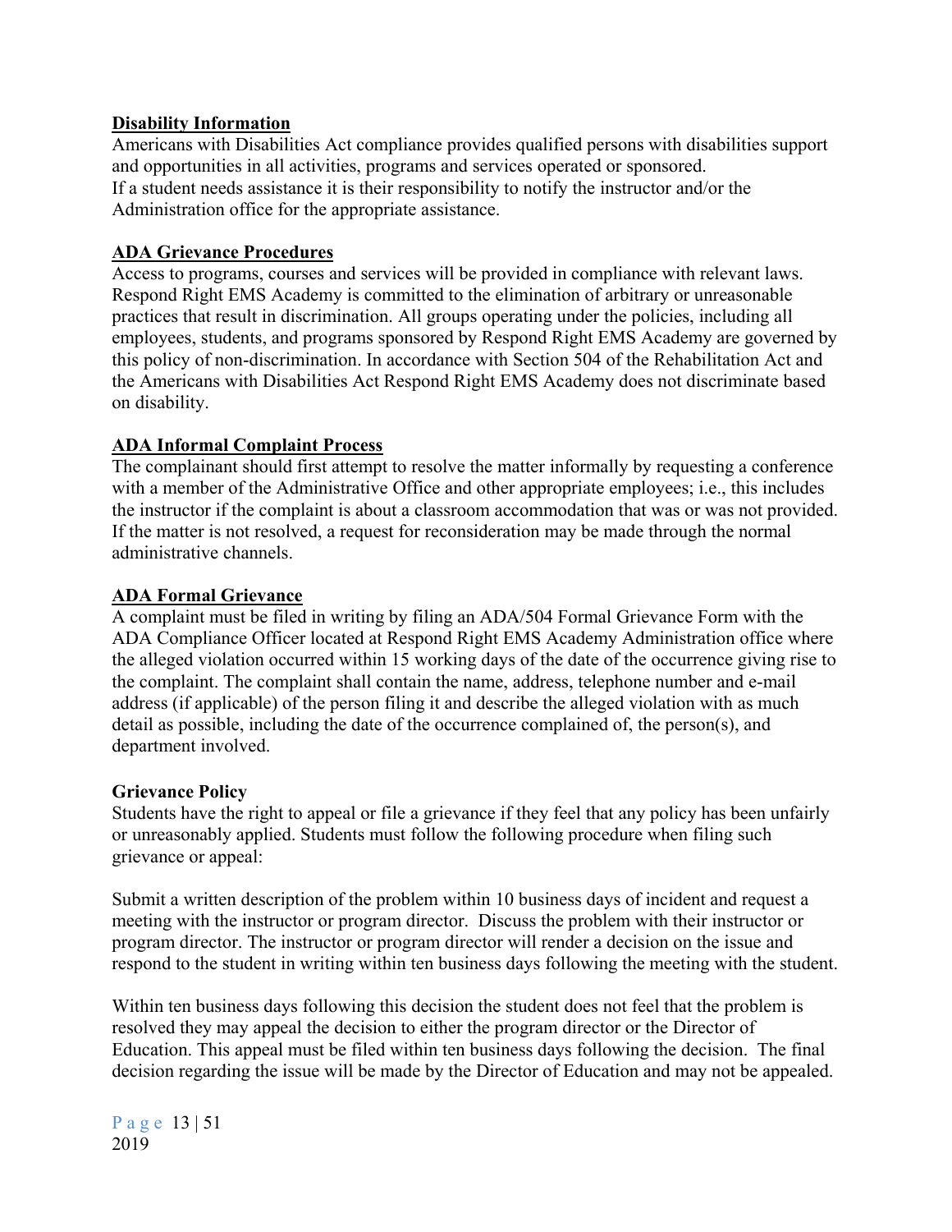**Disability Information**

Americans with Disabilities Act compliance provides qualified persons with disabilities support and opportunities in all activities, programs and services operated or sponsored.
If a student needs assistance it is their responsibility to notify the instructor and/or the Administration office for the appropriate assistance.

**ADA Grievance Procedures**

Access to programs, courses and services will be provided in compliance with relevant laws. Respond Right EMS Academy is committed to the elimination of arbitrary or unreasonable practices that result in discrimination. All groups operating under the policies, including all employees, students, and programs sponsored by Respond Right EMS Academy are governed by this policy of non-discrimination. In accordance with Section 504 of the Rehabilitation Act and the Americans with Disabilities Act Respond Right EMS Academy does not discriminate based on disability.

**ADA Informal Complaint Process**

The complainant should first attempt to resolve the matter informally by requesting a conference with a member of the Administrative Office and other appropriate employees; i.e., this includes the instructor if the complaint is about a classroom accommodation that was or was not provided. If the matter is not resolved, a request for reconsideration may be made through the normal administrative channels.

**ADA Formal Grievance**

A complaint must be filed in writing by filing an ADA/504 Formal Grievance Form with the ADA Compliance Officer located at Respond Right EMS Academy Administration office where the alleged violation occurred within 15 working days of the date of the occurrence giving rise to the complaint. The complaint shall contain the name, address, telephone number and e-mail address (if applicable) of the person filing it and describe the alleged violation with as much detail as possible, including the date of the occurrence complained of, the person(s), and department involved.

**Grievance Policy**

Students have the right to appeal or file a grievance if they feel that any policy has been unfairly or unreasonably applied. Students must follow the following procedure when filing such grievance or appeal:

Submit a written description of the problem within 10 business days of incident and request a meeting with the instructor or program director. Discuss the problem with their instructor or program director. The instructor or program director will render a decision on the issue and respond to the student in writing within ten business days following the meeting with the student.

Within ten business days following this decision the student does not feel that the problem is resolved they may appeal the decision to either the program director or the Director of Education. This appeal must be filed within ten business days following the decision. The final decision regarding the issue will be made by the Director of Education and may not be appealed.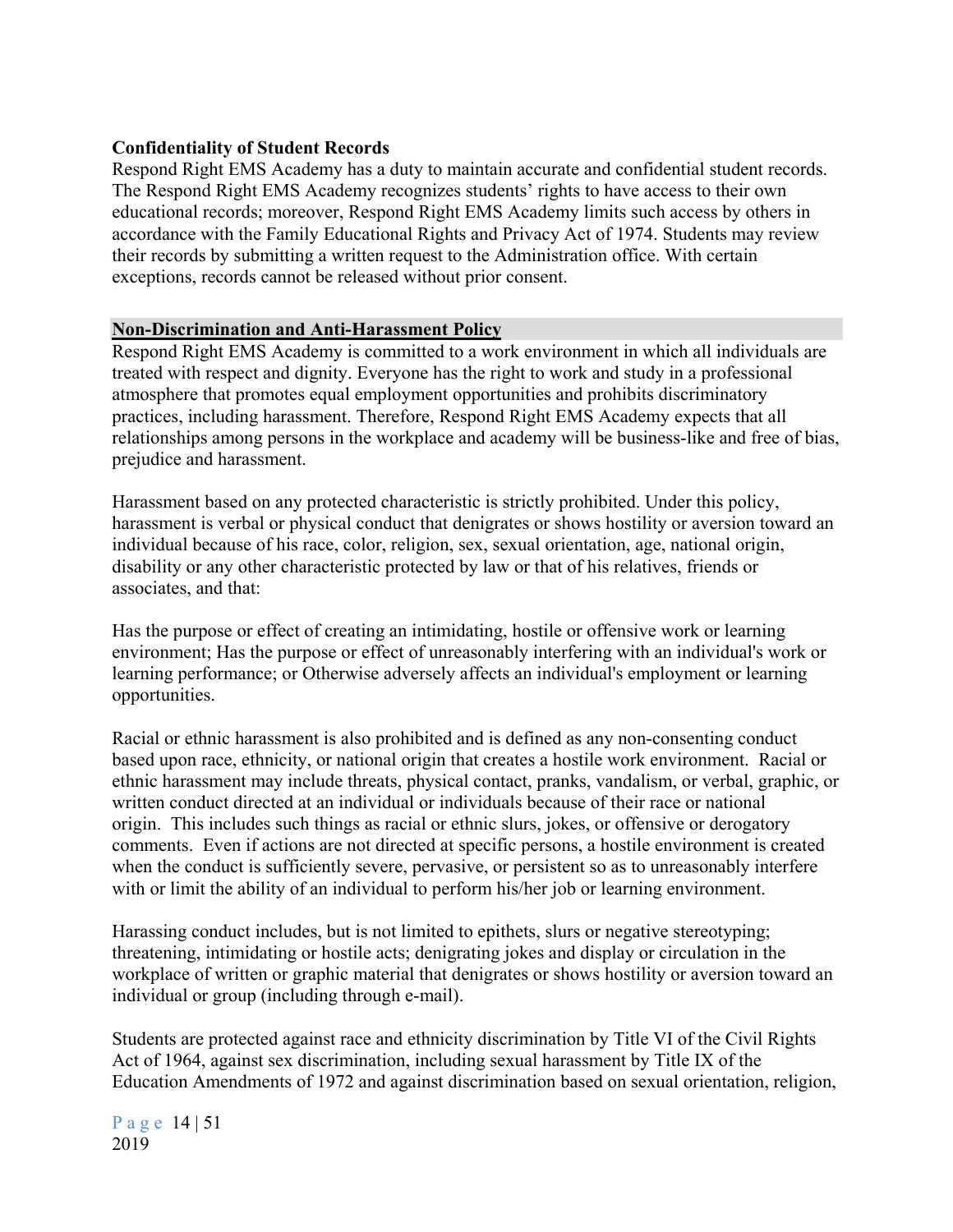**Confidentiality of Student Records**

Respond Right EMS Academy has a duty to maintain accurate and confidential student records. The Respond Right EMS Academy recognizes students' rights to have access to their own educational records; moreover, Respond Right EMS Academy limits such access by others in accordance with the Family Educational Rights and Privacy Act of 1974. Students may review their records by submitting a written request to the Administration office. With certain exceptions, records cannot be released without prior consent.

**Non-Discrimination and Anti-Harassment Policy**

Respond Right EMS Academy is committed to a work environment in which all individuals are treated with respect and dignity. Everyone has the right to work and study in a professional atmosphere that promotes equal employment opportunities and prohibits discriminatory practices, including harassment. Therefore, Respond Right EMS Academy expects that all relationships among persons in the workplace and academy will be business-like and free of bias, prejudice and harassment.

Harassment based on any protected characteristic is strictly prohibited. Under this policy, harassment is verbal or physical conduct that denigrates or shows hostility or aversion toward an individual because of his race, color, religion, sex, sexual orientation, age, national origin, disability or any other characteristic protected by law or that of his relatives, friends or associates, and that:

Has the purpose or effect of creating an intimidating, hostile or offensive work or learning environment; Has the purpose or effect of unreasonably interfering with an individual's work or learning performance; or Otherwise adversely affects an individual's employment or learning opportunities.

Racial or ethnic harassment is also prohibited and is defined as any non-consenting conduct based upon race, ethnicity, or national origin that creates a hostile work environment. Racial or ethnic harassment may include threats, physical contact, pranks, vandalism, or verbal, graphic, or written conduct directed at an individual or individuals because of their race or national origin. This includes such things as racial or ethnic slurs, jokes, or offensive or derogatory comments. Even if actions are not directed at specific persons, a hostile environment is created when the conduct is sufficiently severe, pervasive, or persistent so as to unreasonably interfere with or limit the ability of an individual to perform his/her job or learning environment.

Harassing conduct includes, but is not limited to epithets, slurs or negative stereotyping; threatening, intimidating or hostile acts; denigrating jokes and display or circulation in the workplace of written or graphic material that denigrates or shows hostility or aversion toward an individual or group (including through e-mail).

Students are protected against race and ethnicity discrimination by Title VI of the Civil Rights Act of 1964, against sex discrimination, including sexual harassment by Title IX of the Education Amendments of 1972 and against discrimination based on sexual orientation, religion,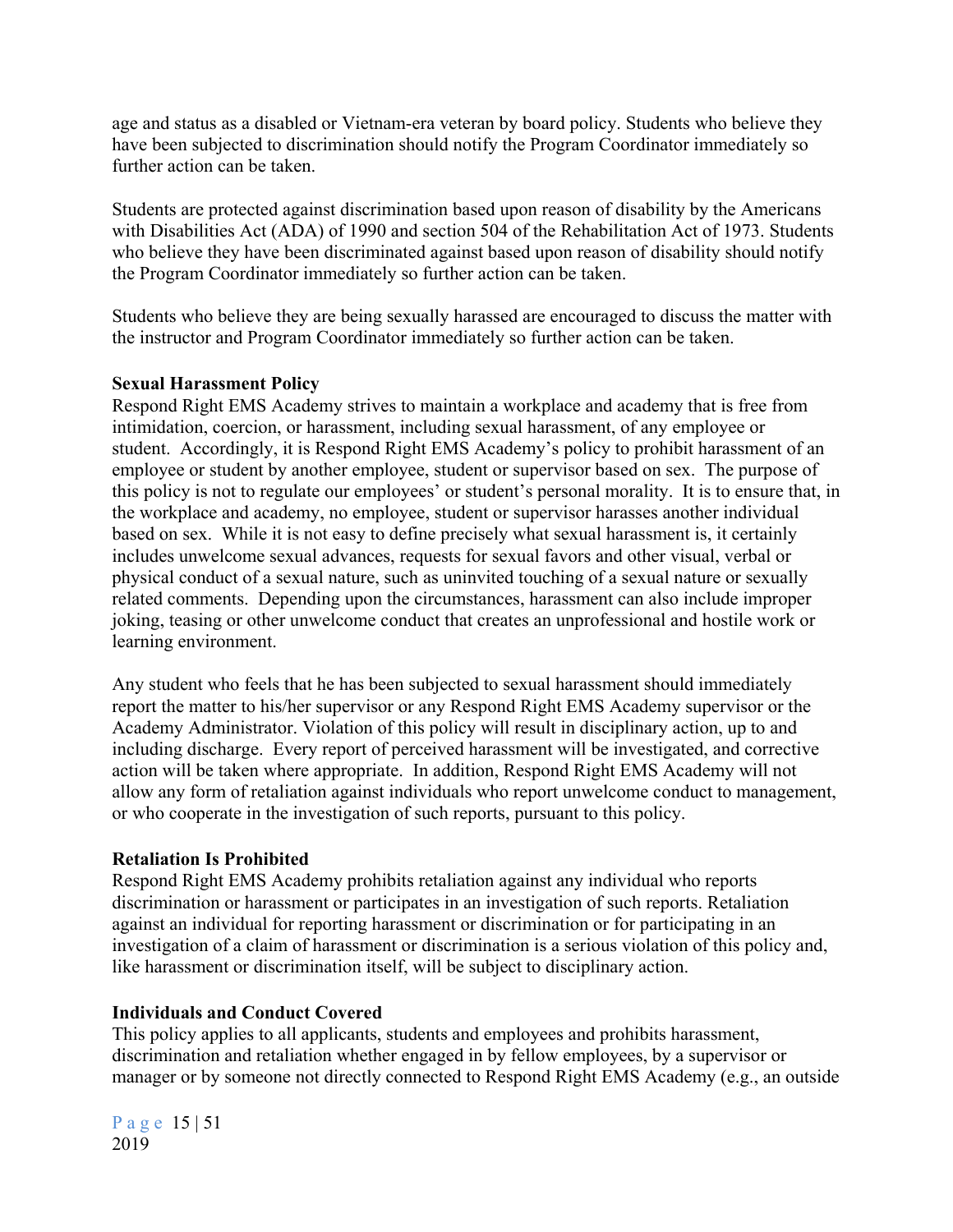age and status as a disabled or Vietnam-era veteran by board policy. Students who believe they have been subjected to discrimination should notify the Program Coordinator immediately so further action can be taken.

Students are protected against discrimination based upon reason of disability by the Americans with Disabilities Act (ADA) of 1990 and section 504 of the Rehabilitation Act of 1973. Students who believe they have been discriminated against based upon reason of disability should notify the Program Coordinator immediately so further action can be taken.

Students who believe they are being sexually harassed are encouraged to discuss the matter with the instructor and Program Coordinator immediately so further action can be taken.

**Sexual Harassment Policy**

Respond Right EMS Academy strives to maintain a workplace and academy that is free from intimidation, coercion, or harassment, including sexual harassment, of any employee or student. Accordingly, it is Respond Right EMS Academy's policy to prohibit harassment of an employee or student by another employee, student or supervisor based on sex. The purpose of this policy is not to regulate our employees' or student's personal morality. It is to ensure that, in the workplace and academy, no employee, student or supervisor harasses another individual based on sex. While it is not easy to define precisely what sexual harassment is, it certainly includes unwelcome sexual advances, requests for sexual favors and other visual, verbal or physical conduct of a sexual nature, such as uninvited touching of a sexual nature or sexually related comments. Depending upon the circumstances, harassment can also include improper joking, teasing or other unwelcome conduct that creates an unprofessional and hostile work or learning environment.

Any student who feels that he has been subjected to sexual harassment should immediately report the matter to his/her supervisor or any Respond Right EMS Academy supervisor or the Academy Administrator. Violation of this policy will result in disciplinary action, up to and including discharge. Every report of perceived harassment will be investigated, and corrective action will be taken where appropriate. In addition, Respond Right EMS Academy will not allow any form of retaliation against individuals who report unwelcome conduct to management, or who cooperate in the investigation of such reports, pursuant to this policy.

**Retaliation Is Prohibited**

Respond Right EMS Academy prohibits retaliation against any individual who reports discrimination or harassment or participates in an investigation of such reports. Retaliation against an individual for reporting harassment or discrimination or for participating in an investigation of a claim of harassment or discrimination is a serious violation of this policy and, like harassment or discrimination itself, will be subject to disciplinary action.

**Individuals and Conduct Covered**

This policy applies to all applicants, students and employees and prohibits harassment, discrimination and retaliation whether engaged in by fellow employees, by a supervisor or manager or by someone not directly connected to Respond Right EMS Academy (e.g., an outside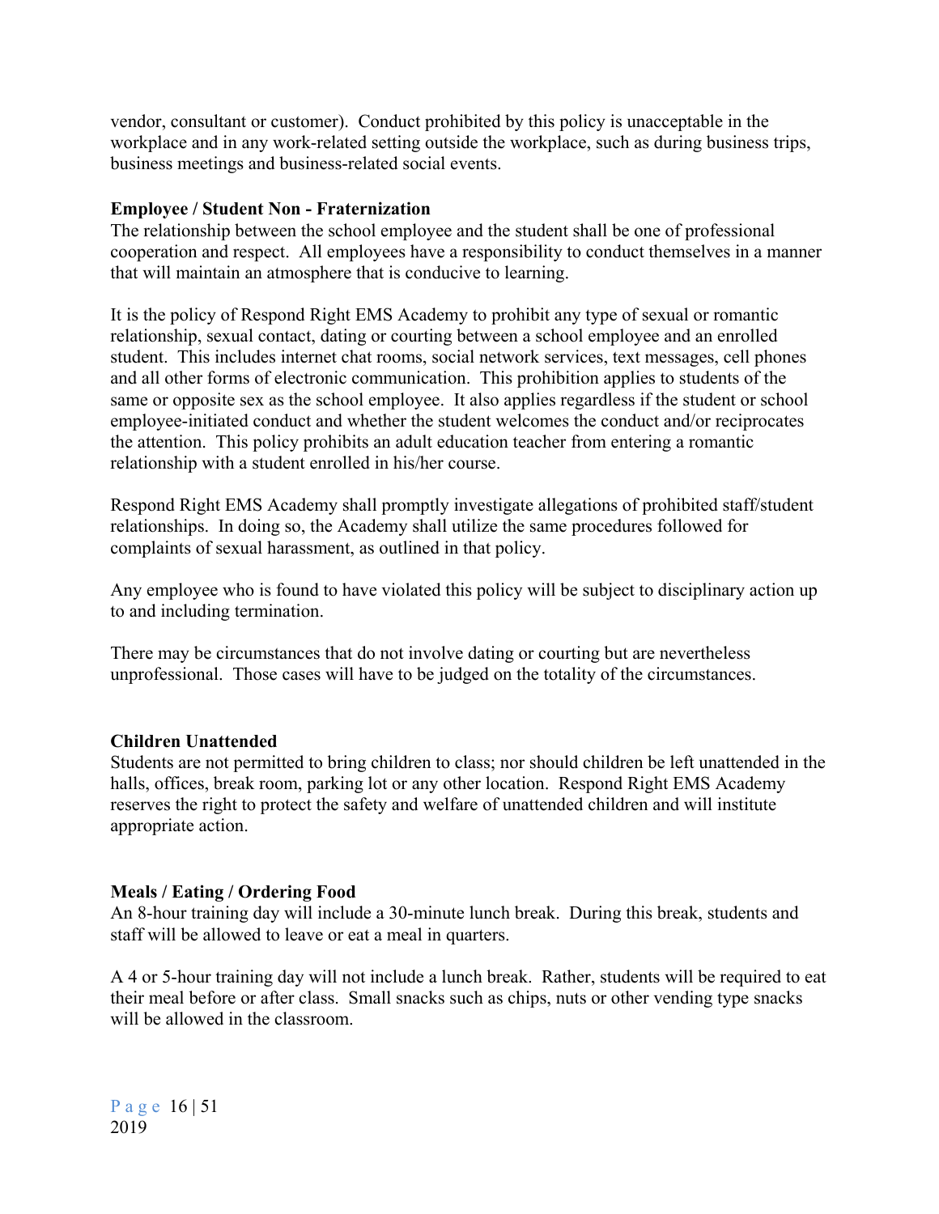vendor, consultant or customer). Conduct prohibited by this policy is unacceptable in the workplace and in any work-related setting outside the workplace, such as during business trips, business meetings and business-related social events.

**Employee / Student Non - Fraternization**

The relationship between the school employee and the student shall be one of professional cooperation and respect. All employees have a responsibility to conduct themselves in a manner that will maintain an atmosphere that is conducive to learning.

It is the policy of Respond Right EMS Academy to prohibit any type of sexual or romantic relationship, sexual contact, dating or courting between a school employee and an enrolled student. This includes internet chat rooms, social network services, text messages, cell phones and all other forms of electronic communication. This prohibition applies to students of the same or opposite sex as the school employee. It also applies regardless if the student or school employee-initiated conduct and whether the student welcomes the conduct and/or reciprocates the attention. This policy prohibits an adult education teacher from entering a romantic relationship with a student enrolled in his/her course.

Respond Right EMS Academy shall promptly investigate allegations of prohibited staff/student relationships. In doing so, the Academy shall utilize the same procedures followed for complaints of sexual harassment, as outlined in that policy.

Any employee who is found to have violated this policy will be subject to disciplinary action up to and including termination.

There may be circumstances that do not involve dating or courting but are nevertheless unprofessional. Those cases will have to be judged on the totality of the circumstances.

**Children Unattended**

Students are not permitted to bring children to class; nor should children be left unattended in the halls, offices, break room, parking lot or any other location. Respond Right EMS Academy reserves the right to protect the safety and welfare of unattended children and will institute appropriate action.

**Meals / Eating / Ordering Food**

An 8-hour training day will include a 30-minute lunch break. During this break, students and staff will be allowed to leave or eat a meal in quarters.

A 4 or 5-hour training day will not include a lunch break. Rather, students will be required to eat their meal before or after class. Small snacks such as chips, nuts or other vending type snacks will be allowed in the classroom.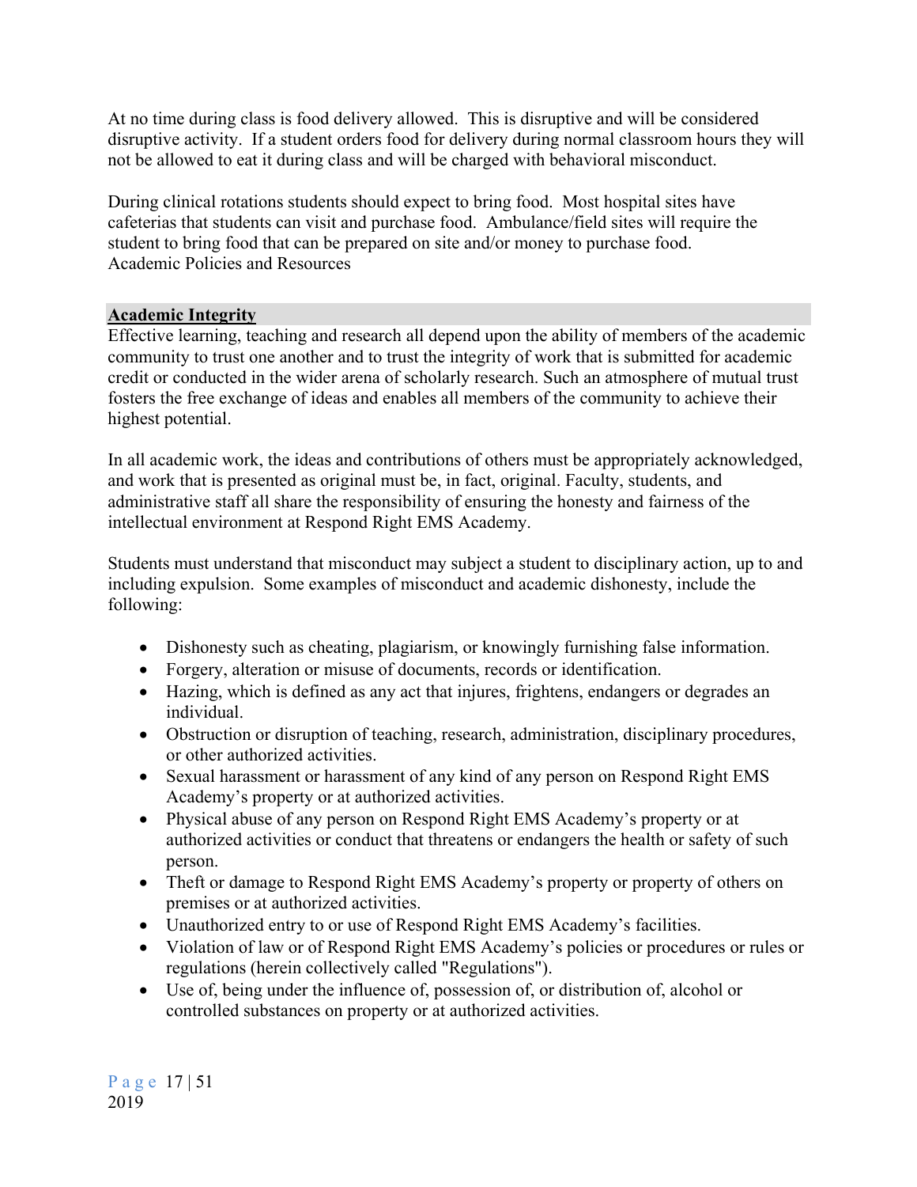At no time during class is food delivery allowed. This is disruptive and will be considered disruptive activity. If a student orders food for delivery during normal classroom hours they will not be allowed to eat it during class and will be charged with behavioral misconduct.

During clinical rotations students should expect to bring food. Most hospital sites have cafeterias that students can visit and purchase food. Ambulance/field sites will require the student to bring food that can be prepared on site and/or money to purchase food.
Academic Policies and Resources

## Academic Integrity

Effective learning, teaching and research all depend upon the ability of members of the academic community to trust one another and to trust the integrity of work that is submitted for academic credit or conducted in the wider arena of scholarly research. Such an atmosphere of mutual trust fosters the free exchange of ideas and enables all members of the community to achieve their highest potential.

In all academic work, the ideas and contributions of others must be appropriately acknowledged, and work that is presented as original must be, in fact, original. Faculty, students, and administrative staff all share the responsibility of ensuring the honesty and fairness of the intellectual environment at Respond Right EMS Academy.

Students must understand that misconduct may subject a student to disciplinary action, up to and including expulsion. Some examples of misconduct and academic dishonesty, include the following:

- Dishonesty such as cheating, plagiarism, or knowingly furnishing false information.
- Forgery, alteration or misuse of documents, records or identification.
- Hazing, which is defined as any act that injures, frightens, endangers or degrades an individual.
- Obstruction or disruption of teaching, research, administration, disciplinary procedures, or other authorized activities.
- Sexual harassment or harassment of any kind of any person on Respond Right EMS Academy's property or at authorized activities.
- Physical abuse of any person on Respond Right EMS Academy's property or at authorized activities or conduct that threatens or endangers the health or safety of such person.
- Theft or damage to Respond Right EMS Academy's property or property of others on premises or at authorized activities.
- Unauthorized entry to or use of Respond Right EMS Academy's facilities.
- Violation of law or of Respond Right EMS Academy's policies or procedures or rules or regulations (herein collectively called "Regulations").
- Use of, being under the influence of, possession of, or distribution of, alcohol or controlled substances on property or at authorized activities.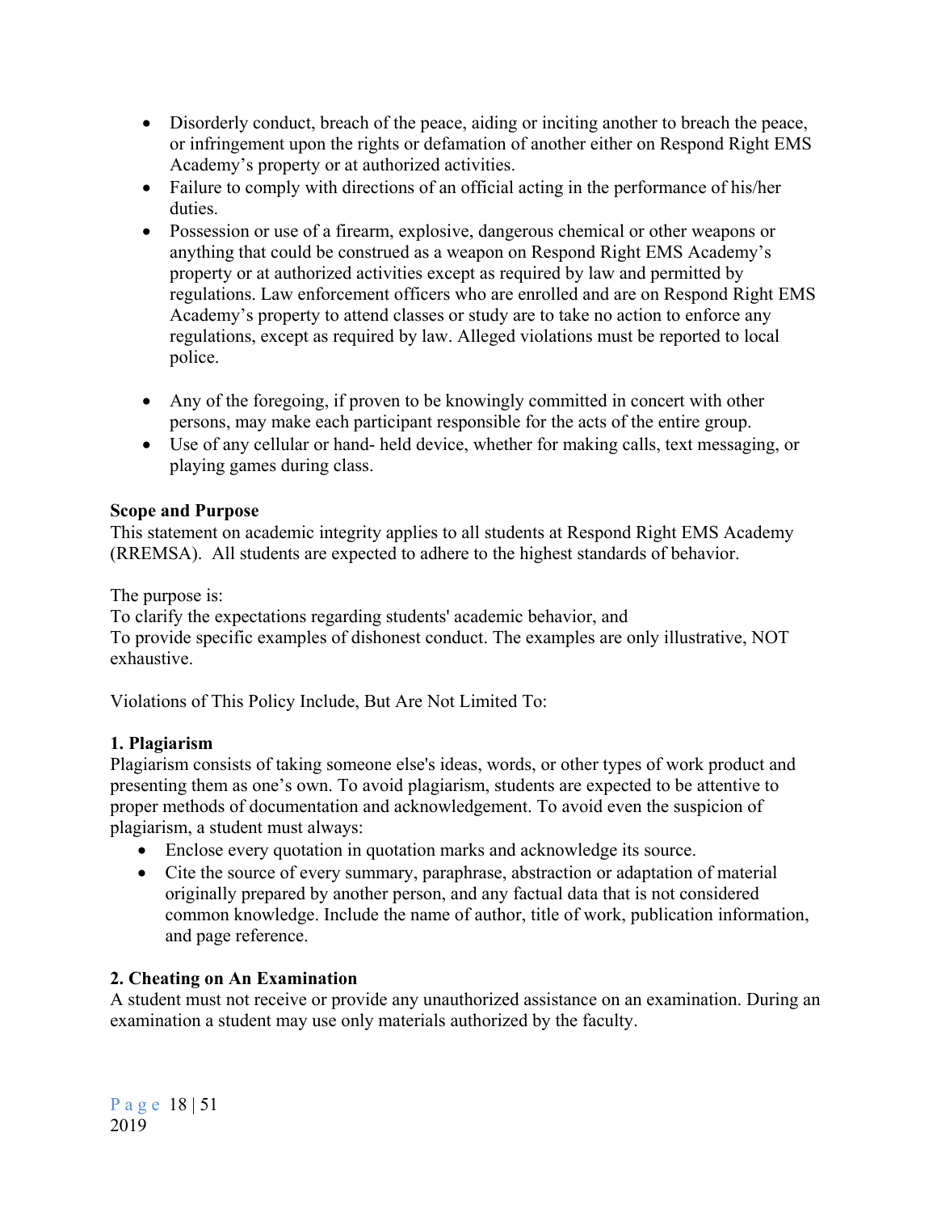- Disorderly conduct, breach of the peace, aiding or inciting another to breach the peace, or infringement upon the rights or defamation of another either on Respond Right EMS Academy's property or at authorized activities.
- Failure to comply with directions of an official acting in the performance of his/her duties.
- Possession or use of a firearm, explosive, dangerous chemical or other weapons or anything that could be construed as a weapon on Respond Right EMS Academy's property or at authorized activities except as required by law and permitted by regulations. Law enforcement officers who are enrolled and are on Respond Right EMS Academy's property to attend classes or study are to take no action to enforce any regulations, except as required by law. Alleged violations must be reported to local police.
- Any of the foregoing, if proven to be knowingly committed in concert with other persons, may make each participant responsible for the acts of the entire group.
- Use of any cellular or hand- held device, whether for making calls, text messaging, or playing games during class.

**Scope and Purpose**

This statement on academic integrity applies to all students at Respond Right EMS Academy (RREMSA). All students are expected to adhere to the highest standards of behavior.

The purpose is:
To clarify the expectations regarding students' academic behavior, and
To provide specific examples of dishonest conduct. The examples are only illustrative, NOT exhaustive.

Violations of This Policy Include, But Are Not Limited To:

**1. Plagiarism**

Plagiarism consists of taking someone else's ideas, words, or other types of work product and presenting them as one's own. To avoid plagiarism, students are expected to be attentive to proper methods of documentation and acknowledgement. To avoid even the suspicion of plagiarism, a student must always:

- Enclose every quotation in quotation marks and acknowledge its source.
- Cite the source of every summary, paraphrase, abstraction or adaptation of material originally prepared by another person, and any factual data that is not considered common knowledge. Include the name of author, title of work, publication information, and page reference.

**2. Cheating on An Examination**

A student must not receive or provide any unauthorized assistance on an examination. During an examination a student may use only materials authorized by the faculty.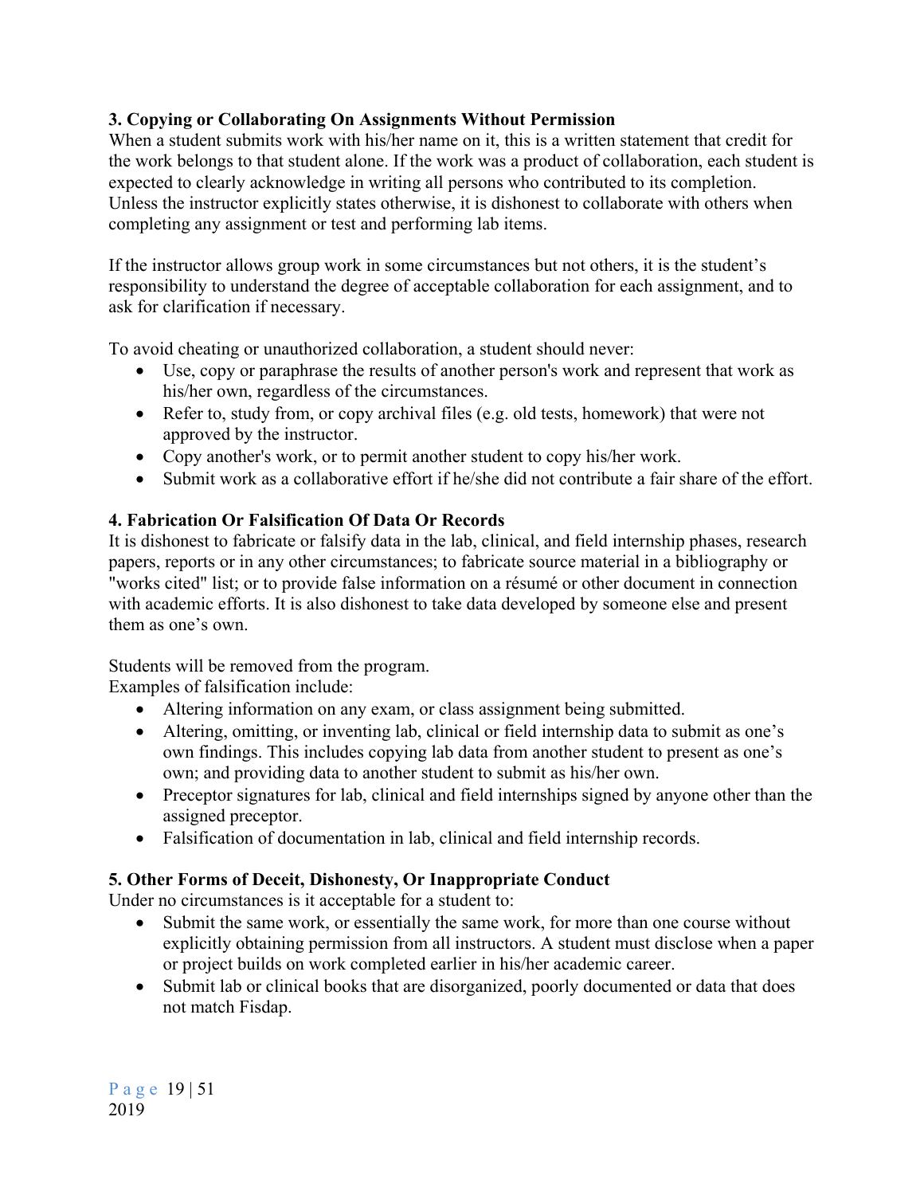### 3. Copying or Collaborating On Assignments Without Permission

When a student submits work with his/her name on it, this is a written statement that credit for the work belongs to that student alone. If the work was a product of collaboration, each student is expected to clearly acknowledge in writing all persons who contributed to its completion. Unless the instructor explicitly states otherwise, it is dishonest to collaborate with others when completing any assignment or test and performing lab items.

If the instructor allows group work in some circumstances but not others, it is the student's responsibility to understand the degree of acceptable collaboration for each assignment, and to ask for clarification if necessary.

To avoid cheating or unauthorized collaboration, a student should never:

- Use, copy or paraphrase the results of another person's work and represent that work as his/her own, regardless of the circumstances.
- Refer to, study from, or copy archival files (e.g. old tests, homework) that were not approved by the instructor.
- Copy another's work, or to permit another student to copy his/her work.
- Submit work as a collaborative effort if he/she did not contribute a fair share of the effort.

### 4. Fabrication Or Falsification Of Data Or Records

It is dishonest to fabricate or falsify data in the lab, clinical, and field internship phases, research papers, reports or in any other circumstances; to fabricate source material in a bibliography or "works cited" list; or to provide false information on a résumé or other document in connection with academic efforts. It is also dishonest to take data developed by someone else and present them as one's own.

Students will be removed from the program.
Examples of falsification include:

- Altering information on any exam, or class assignment being submitted.
- Altering, omitting, or inventing lab, clinical or field internship data to submit as one's own findings. This includes copying lab data from another student to present as one's own; and providing data to another student to submit as his/her own.
- Preceptor signatures for lab, clinical and field internships signed by anyone other than the assigned preceptor.
- Falsification of documentation in lab, clinical and field internship records.

### 5. Other Forms of Deceit, Dishonesty, Or Inappropriate Conduct

Under no circumstances is it acceptable for a student to:

- Submit the same work, or essentially the same work, for more than one course without explicitly obtaining permission from all instructors. A student must disclose when a paper or project builds on work completed earlier in his/her academic career.
- Submit lab or clinical books that are disorganized, poorly documented or data that does not match Fisdap.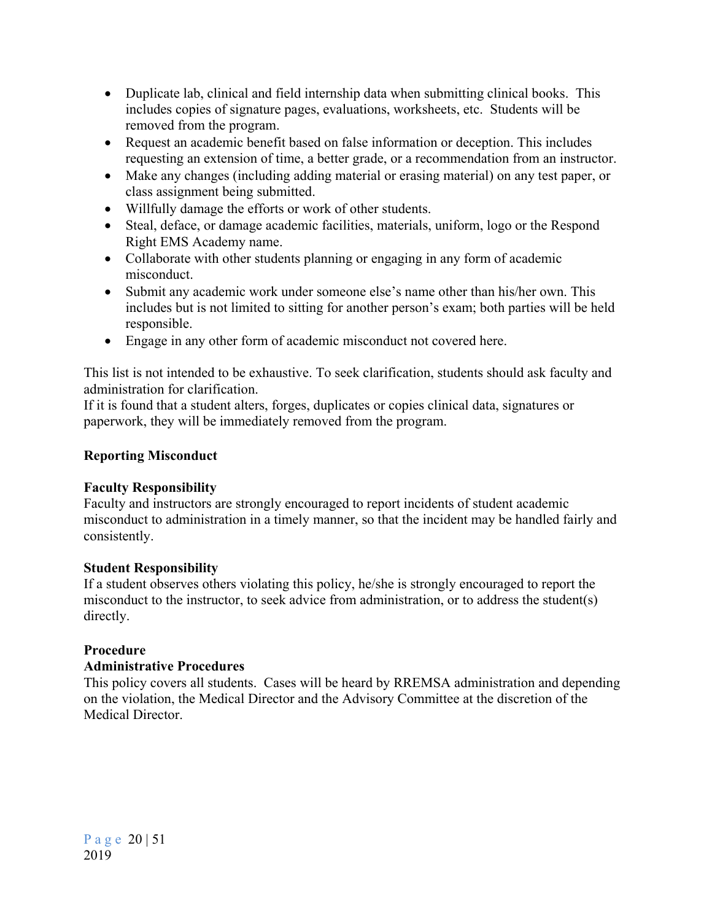- Duplicate lab, clinical and field internship data when submitting clinical books. This includes copies of signature pages, evaluations, worksheets, etc. Students will be removed from the program.
- Request an academic benefit based on false information or deception. This includes requesting an extension of time, a better grade, or a recommendation from an instructor.
- Make any changes (including adding material or erasing material) on any test paper, or class assignment being submitted.
- Willfully damage the efforts or work of other students.
- Steal, deface, or damage academic facilities, materials, uniform, logo or the Respond Right EMS Academy name.
- Collaborate with other students planning or engaging in any form of academic misconduct.
- Submit any academic work under someone else's name other than his/her own. This includes but is not limited to sitting for another person's exam; both parties will be held responsible.
- Engage in any other form of academic misconduct not covered here.

This list is not intended to be exhaustive. To seek clarification, students should ask faculty and administration for clarification.
If it is found that a student alters, forges, duplicates or copies clinical data, signatures or paperwork, they will be immediately removed from the program.

**Reporting Misconduct**

**Faculty Responsibility**
Faculty and instructors are strongly encouraged to report incidents of student academic misconduct to administration in a timely manner, so that the incident may be handled fairly and consistently.

**Student Responsibility**
If a student observes others violating this policy, he/she is strongly encouraged to report the misconduct to the instructor, to seek advice from administration, or to address the student(s) directly.

**Procedure**
**Administrative Procedures**
This policy covers all students. Cases will be heard by RREMSA administration and depending on the violation, the Medical Director and the Advisory Committee at the discretion of the Medical Director.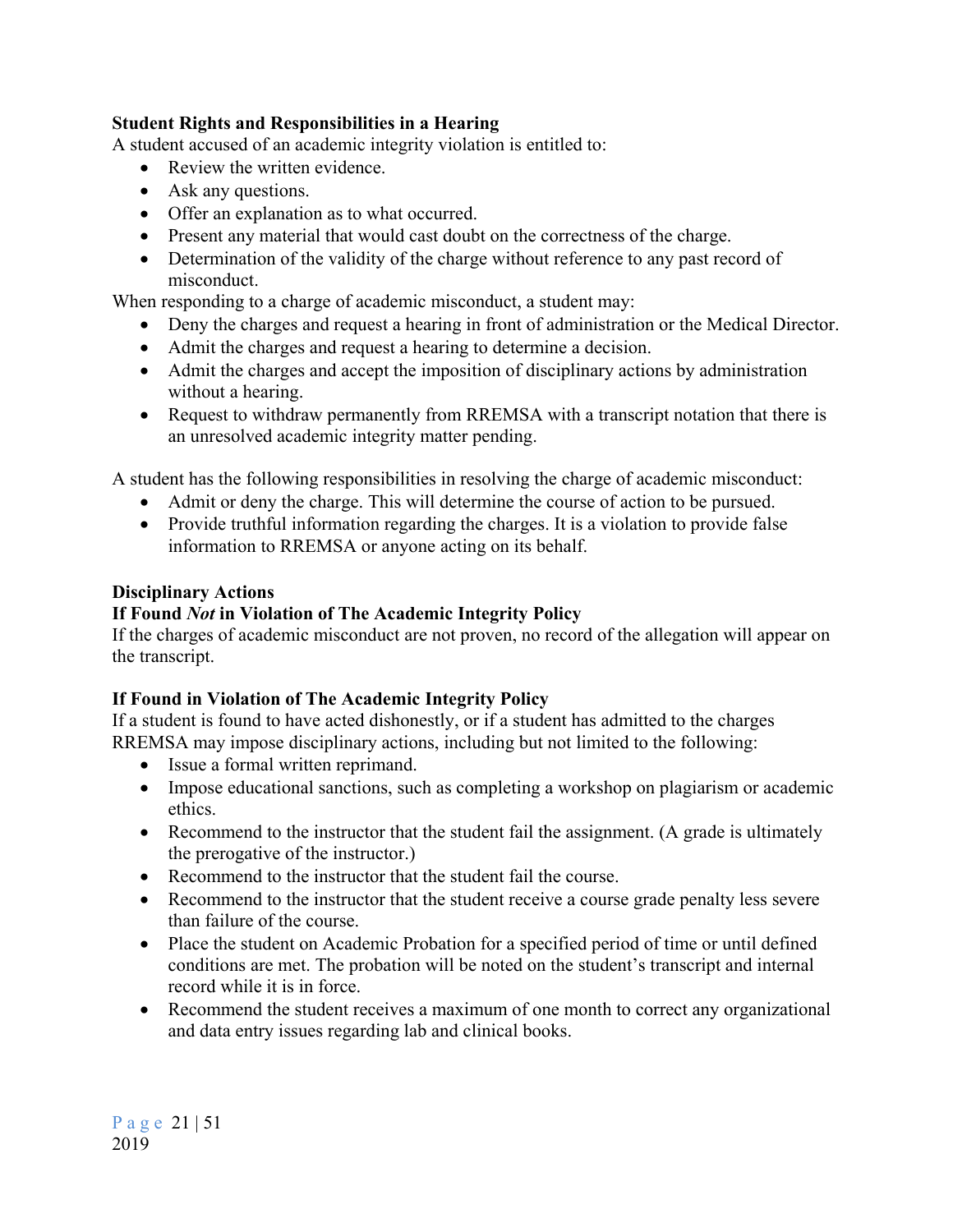**Student Rights and Responsibilities in a Hearing**

A student accused of an academic integrity violation is entitled to:

- Review the written evidence.
- Ask any questions.
- Offer an explanation as to what occurred.
- Present any material that would cast doubt on the correctness of the charge.
- Determination of the validity of the charge without reference to any past record of misconduct.

When responding to a charge of academic misconduct, a student may:

- Deny the charges and request a hearing in front of administration or the Medical Director.
- Admit the charges and request a hearing to determine a decision.
- Admit the charges and accept the imposition of disciplinary actions by administration without a hearing.
- Request to withdraw permanently from RREMSA with a transcript notation that there is an unresolved academic integrity matter pending.

A student has the following responsibilities in resolving the charge of academic misconduct:

- Admit or deny the charge. This will determine the course of action to be pursued.
- Provide truthful information regarding the charges. It is a violation to provide false information to RREMSA or anyone acting on its behalf.

**Disciplinary Actions**

**If Found *Not* in Violation of The Academic Integrity Policy**

If the charges of academic misconduct are not proven, no record of the allegation will appear on the transcript.

**If Found in Violation of The Academic Integrity Policy**

If a student is found to have acted dishonestly, or if a student has admitted to the charges RREMSA may impose disciplinary actions, including but not limited to the following:

- Issue a formal written reprimand.
- Impose educational sanctions, such as completing a workshop on plagiarism or academic ethics.
- Recommend to the instructor that the student fail the assignment. (A grade is ultimately the prerogative of the instructor.)
- Recommend to the instructor that the student fail the course.
- Recommend to the instructor that the student receive a course grade penalty less severe than failure of the course.
- Place the student on Academic Probation for a specified period of time or until defined conditions are met. The probation will be noted on the student's transcript and internal record while it is in force.
- Recommend the student receives a maximum of one month to correct any organizational and data entry issues regarding lab and clinical books.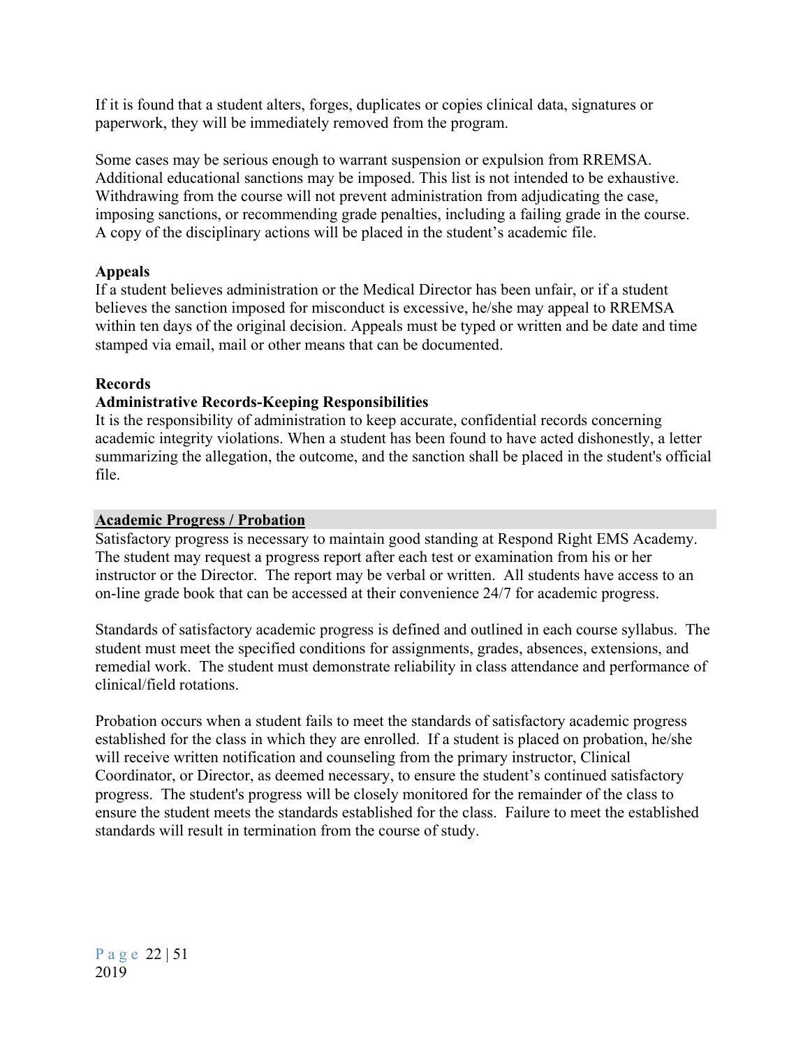If it is found that a student alters, forges, duplicates or copies clinical data, signatures or paperwork, they will be immediately removed from the program.

Some cases may be serious enough to warrant suspension or expulsion from RREMSA. Additional educational sanctions may be imposed. This list is not intended to be exhaustive. Withdrawing from the course will not prevent administration from adjudicating the case, imposing sanctions, or recommending grade penalties, including a failing grade in the course. A copy of the disciplinary actions will be placed in the student's academic file.

**Appeals**
If a student believes administration or the Medical Director has been unfair, or if a student believes the sanction imposed for misconduct is excessive, he/she may appeal to RREMSA within ten days of the original decision. Appeals must be typed or written and be date and time stamped via email, mail or other means that can be documented.

**Records**

**Administrative Records-Keeping Responsibilities**
It is the responsibility of administration to keep accurate, confidential records concerning academic integrity violations. When a student has been found to have acted dishonestly, a letter summarizing the allegation, the outcome, and the sanction shall be placed in the student's official file.

## Academic Progress / Probation

Satisfactory progress is necessary to maintain good standing at Respond Right EMS Academy. The student may request a progress report after each test or examination from his or her instructor or the Director. The report may be verbal or written. All students have access to an on-line grade book that can be accessed at their convenience 24/7 for academic progress.

Standards of satisfactory academic progress is defined and outlined in each course syllabus. The student must meet the specified conditions for assignments, grades, absences, extensions, and remedial work. The student must demonstrate reliability in class attendance and performance of clinical/field rotations.

Probation occurs when a student fails to meet the standards of satisfactory academic progress established for the class in which they are enrolled. If a student is placed on probation, he/she will receive written notification and counseling from the primary instructor, Clinical Coordinator, or Director, as deemed necessary, to ensure the student's continued satisfactory progress. The student's progress will be closely monitored for the remainder of the class to ensure the student meets the standards established for the class. Failure to meet the established standards will result in termination from the course of study.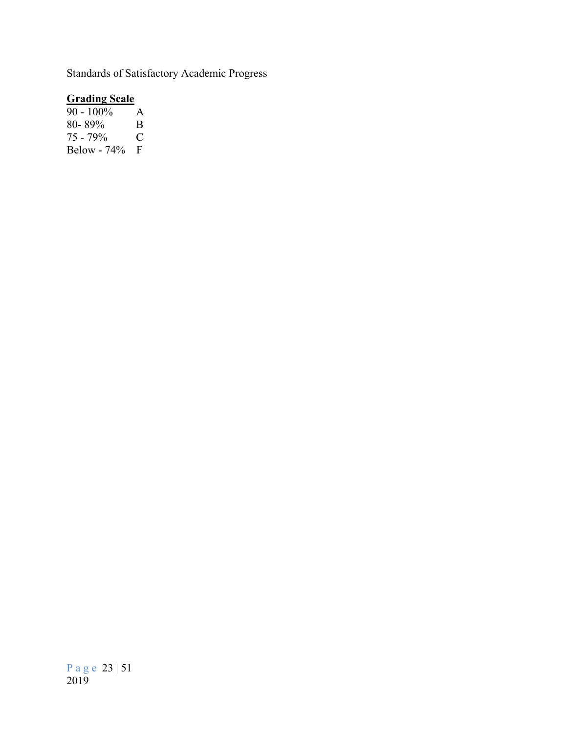Standards of Satisfactory Academic Progress

**Grading Scale**

| | |
|---|---|
| 90 - 100% | A |
| 80- 89% | B |
| 75 - 79% | C |
| Below - 74% | F |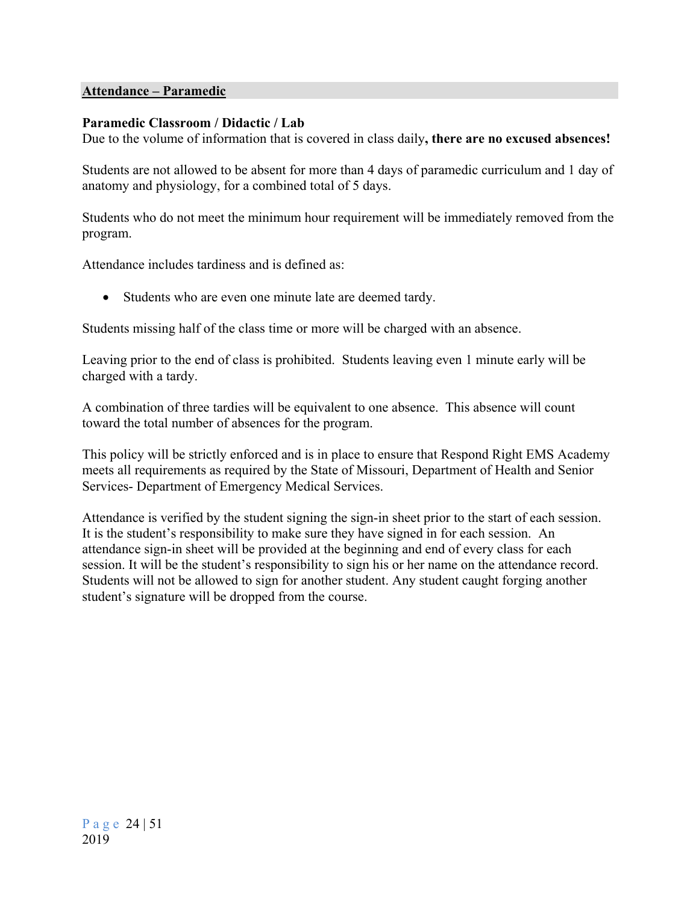## Attendance – Paramedic

### Paramedic Classroom / Didactic / Lab

Due to the volume of information that is covered in class daily**, there are no excused absences!**

Students are not allowed to be absent for more than 4 days of paramedic curriculum and 1 day of anatomy and physiology, for a combined total of 5 days.

Students who do not meet the minimum hour requirement will be immediately removed from the program.

Attendance includes tardiness and is defined as:

- Students who are even one minute late are deemed tardy.

Students missing half of the class time or more will be charged with an absence.

Leaving prior to the end of class is prohibited. Students leaving even 1 minute early will be charged with a tardy.

A combination of three tardies will be equivalent to one absence. This absence will count toward the total number of absences for the program.

This policy will be strictly enforced and is in place to ensure that Respond Right EMS Academy meets all requirements as required by the State of Missouri, Department of Health and Senior Services- Department of Emergency Medical Services.

Attendance is verified by the student signing the sign-in sheet prior to the start of each session. It is the student's responsibility to make sure they have signed in for each session. An attendance sign-in sheet will be provided at the beginning and end of every class for each session. It will be the student's responsibility to sign his or her name on the attendance record. Students will not be allowed to sign for another student. Any student caught forging another student's signature will be dropped from the course.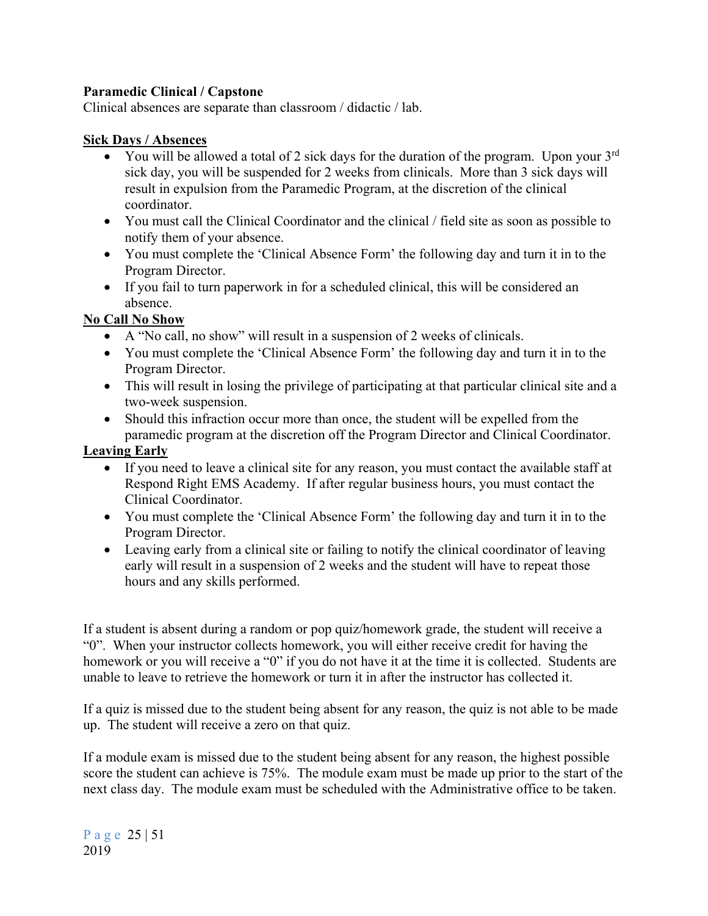**Paramedic Clinical / Capstone**

Clinical absences are separate than classroom / didactic / lab.

**Sick Days / Absences**

- You will be allowed a total of 2 sick days for the duration of the program. Upon your 3rd sick day, you will be suspended for 2 weeks from clinicals. More than 3 sick days will result in expulsion from the Paramedic Program, at the discretion of the clinical coordinator.
- You must call the Clinical Coordinator and the clinical / field site as soon as possible to notify them of your absence.
- You must complete the 'Clinical Absence Form' the following day and turn it in to the Program Director.
- If you fail to turn paperwork in for a scheduled clinical, this will be considered an absence.

**No Call No Show**

- A "No call, no show" will result in a suspension of 2 weeks of clinicals.
- You must complete the 'Clinical Absence Form' the following day and turn it in to the Program Director.
- This will result in losing the privilege of participating at that particular clinical site and a two-week suspension.
- Should this infraction occur more than once, the student will be expelled from the paramedic program at the discretion off the Program Director and Clinical Coordinator.

**Leaving Early**

- If you need to leave a clinical site for any reason, you must contact the available staff at Respond Right EMS Academy. If after regular business hours, you must contact the Clinical Coordinator.
- You must complete the 'Clinical Absence Form' the following day and turn it in to the Program Director.
- Leaving early from a clinical site or failing to notify the clinical coordinator of leaving early will result in a suspension of 2 weeks and the student will have to repeat those hours and any skills performed.

If a student is absent during a random or pop quiz/homework grade, the student will receive a "0". When your instructor collects homework, you will either receive credit for having the homework or you will receive a "0" if you do not have it at the time it is collected. Students are unable to leave to retrieve the homework or turn it in after the instructor has collected it.

If a quiz is missed due to the student being absent for any reason, the quiz is not able to be made up. The student will receive a zero on that quiz.

If a module exam is missed due to the student being absent for any reason, the highest possible score the student can achieve is 75%. The module exam must be made up prior to the start of the next class day. The module exam must be scheduled with the Administrative office to be taken.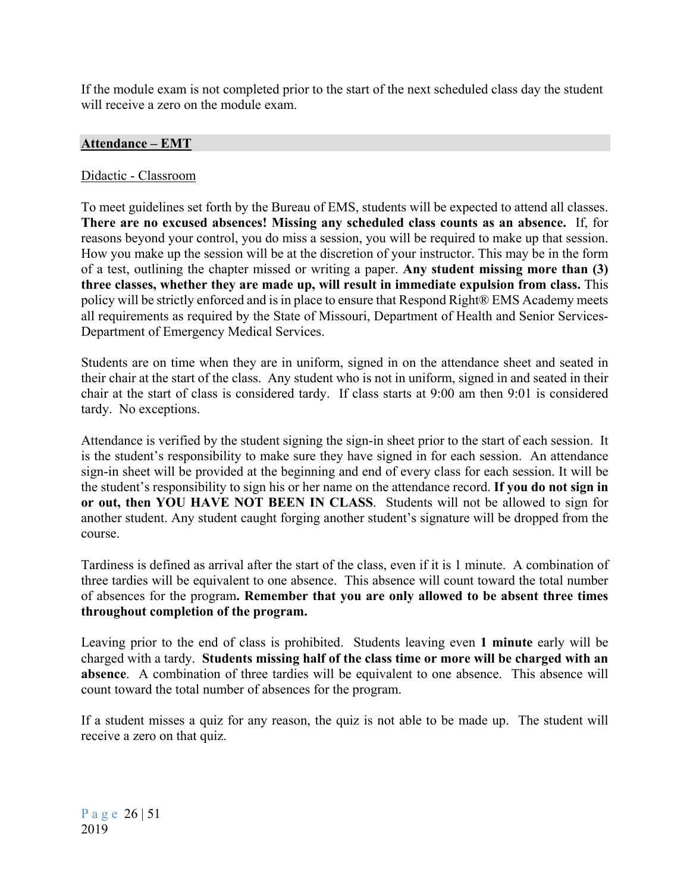If the module exam is not completed prior to the start of the next scheduled class day the student will receive a zero on the module exam.

## Attendance – EMT

### Didactic - Classroom

To meet guidelines set forth by the Bureau of EMS, students will be expected to attend all classes. **There are no excused absences! Missing any scheduled class counts as an absence.** If, for reasons beyond your control, you do miss a session, you will be required to make up that session. How you make up the session will be at the discretion of your instructor. This may be in the form of a test, outlining the chapter missed or writing a paper. **Any student missing more than (3) three classes, whether they are made up, will result in immediate expulsion from class.** This policy will be strictly enforced and is in place to ensure that Respond Right® EMS Academy meets all requirements as required by the State of Missouri, Department of Health and Senior Services-Department of Emergency Medical Services.

Students are on time when they are in uniform, signed in on the attendance sheet and seated in their chair at the start of the class. Any student who is not in uniform, signed in and seated in their chair at the start of class is considered tardy. If class starts at 9:00 am then 9:01 is considered tardy. No exceptions.

Attendance is verified by the student signing the sign-in sheet prior to the start of each session. It is the student's responsibility to make sure they have signed in for each session. An attendance sign-in sheet will be provided at the beginning and end of every class for each session. It will be the student's responsibility to sign his or her name on the attendance record. **If you do not sign in or out, then YOU HAVE NOT BEEN IN CLASS**. Students will not be allowed to sign for another student. Any student caught forging another student's signature will be dropped from the course.

Tardiness is defined as arrival after the start of the class, even if it is 1 minute. A combination of three tardies will be equivalent to one absence. This absence will count toward the total number of absences for the program**. Remember that you are only allowed to be absent three times throughout completion of the program.**

Leaving prior to the end of class is prohibited. Students leaving even **1 minute** early will be charged with a tardy. **Students missing half of the class time or more will be charged with an absence**. A combination of three tardies will be equivalent to one absence. This absence will count toward the total number of absences for the program.

If a student misses a quiz for any reason, the quiz is not able to be made up. The student will receive a zero on that quiz.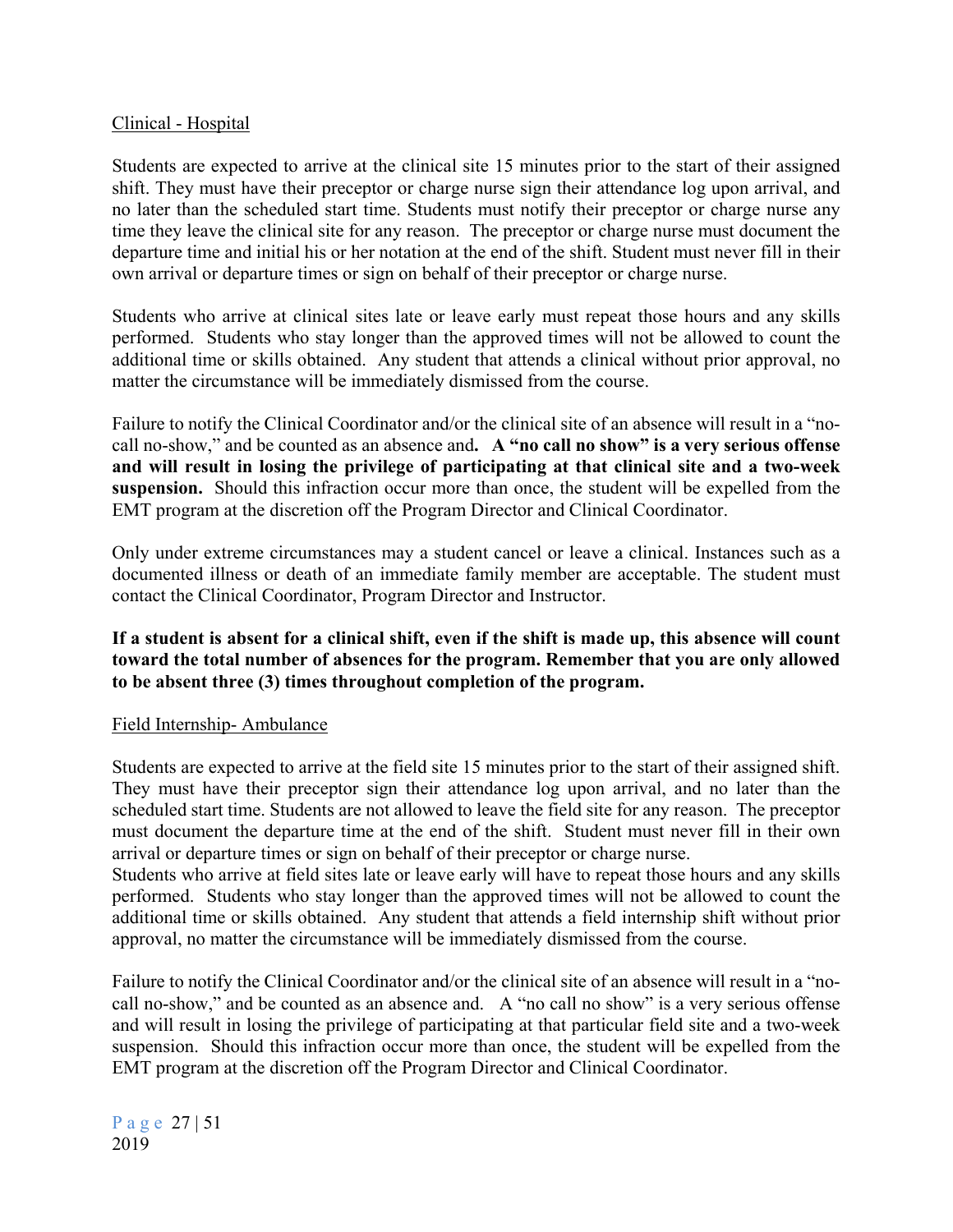Clinical - Hospital

Students are expected to arrive at the clinical site 15 minutes prior to the start of their assigned shift. They must have their preceptor or charge nurse sign their attendance log upon arrival, and no later than the scheduled start time. Students must notify their preceptor or charge nurse any time they leave the clinical site for any reason. The preceptor or charge nurse must document the departure time and initial his or her notation at the end of the shift. Student must never fill in their own arrival or departure times or sign on behalf of their preceptor or charge nurse.

Students who arrive at clinical sites late or leave early must repeat those hours and any skills performed. Students who stay longer than the approved times will not be allowed to count the additional time or skills obtained. Any student that attends a clinical without prior approval, no matter the circumstance will be immediately dismissed from the course.

Failure to notify the Clinical Coordinator and/or the clinical site of an absence will result in a "no-call no-show," and be counted as an absence and**. A "no call no show" is a very serious offense and will result in losing the privilege of participating at that clinical site and a two-week suspension.** Should this infraction occur more than once, the student will be expelled from the EMT program at the discretion off the Program Director and Clinical Coordinator.

Only under extreme circumstances may a student cancel or leave a clinical. Instances such as a documented illness or death of an immediate family member are acceptable. The student must contact the Clinical Coordinator, Program Director and Instructor.

**If a student is absent for a clinical shift, even if the shift is made up, this absence will count toward the total number of absences for the program. Remember that you are only allowed to be absent three (3) times throughout completion of the program.**

Field Internship- Ambulance

Students are expected to arrive at the field site 15 minutes prior to the start of their assigned shift. They must have their preceptor sign their attendance log upon arrival, and no later than the scheduled start time. Students are not allowed to leave the field site for any reason. The preceptor must document the departure time at the end of the shift. Student must never fill in their own arrival or departure times or sign on behalf of their preceptor or charge nurse.
Students who arrive at field sites late or leave early will have to repeat those hours and any skills performed. Students who stay longer than the approved times will not be allowed to count the additional time or skills obtained. Any student that attends a field internship shift without prior approval, no matter the circumstance will be immediately dismissed from the course.

Failure to notify the Clinical Coordinator and/or the clinical site of an absence will result in a "no-call no-show," and be counted as an absence and. A "no call no show" is a very serious offense and will result in losing the privilege of participating at that particular field site and a two-week suspension. Should this infraction occur more than once, the student will be expelled from the EMT program at the discretion off the Program Director and Clinical Coordinator.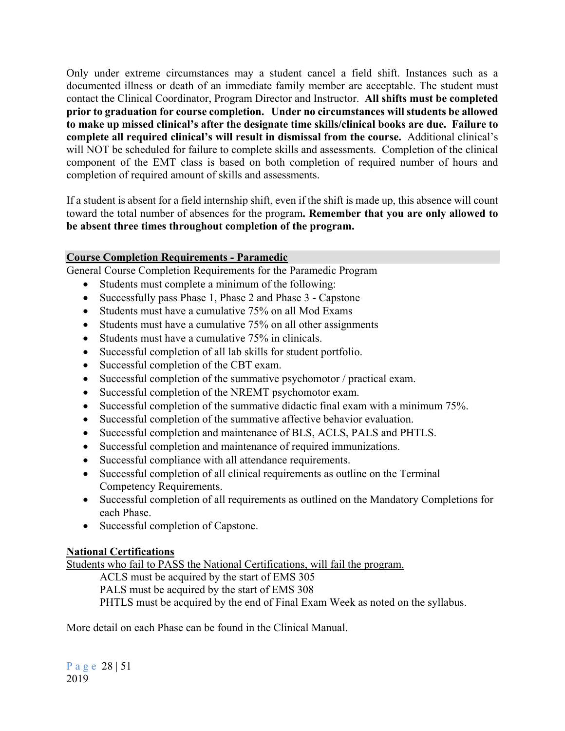Only under extreme circumstances may a student cancel a field shift. Instances such as a documented illness or death of an immediate family member are acceptable. The student must contact the Clinical Coordinator, Program Director and Instructor. **All shifts must be completed prior to graduation for course completion. Under no circumstances will students be allowed to make up missed clinical's after the designate time skills/clinical books are due. Failure to complete all required clinical's will result in dismissal from the course.** Additional clinical's will NOT be scheduled for failure to complete skills and assessments. Completion of the clinical component of the EMT class is based on both completion of required number of hours and completion of required amount of skills and assessments.

If a student is absent for a field internship shift, even if the shift is made up, this absence will count toward the total number of absences for the program**. Remember that you are only allowed to be absent three times throughout completion of the program.**

## Course Completion Requirements - Paramedic

General Course Completion Requirements for the Paramedic Program

- Students must complete a minimum of the following:
- Successfully pass Phase 1, Phase 2 and Phase 3 - Capstone
- Students must have a cumulative 75% on all Mod Exams
- Students must have a cumulative 75% on all other assignments
- Students must have a cumulative 75% in clinicals.
- Successful completion of all lab skills for student portfolio.
- Successful completion of the CBT exam.
- Successful completion of the summative psychomotor / practical exam.
- Successful completion of the NREMT psychomotor exam.
- Successful completion of the summative didactic final exam with a minimum 75%.
- Successful completion of the summative affective behavior evaluation.
- Successful completion and maintenance of BLS, ACLS, PALS and PHTLS.
- Successful completion and maintenance of required immunizations.
- Successful compliance with all attendance requirements.
- Successful completion of all clinical requirements as outline on the Terminal Competency Requirements.
- Successful completion of all requirements as outlined on the Mandatory Completions for each Phase.
- Successful completion of Capstone.

## National Certifications

Students who fail to PASS the National Certifications, will fail the program.

ACLS must be acquired by the start of EMS 305
PALS must be acquired by the start of EMS 308
PHTLS must be acquired by the end of Final Exam Week as noted on the syllabus.

More detail on each Phase can be found in the Clinical Manual.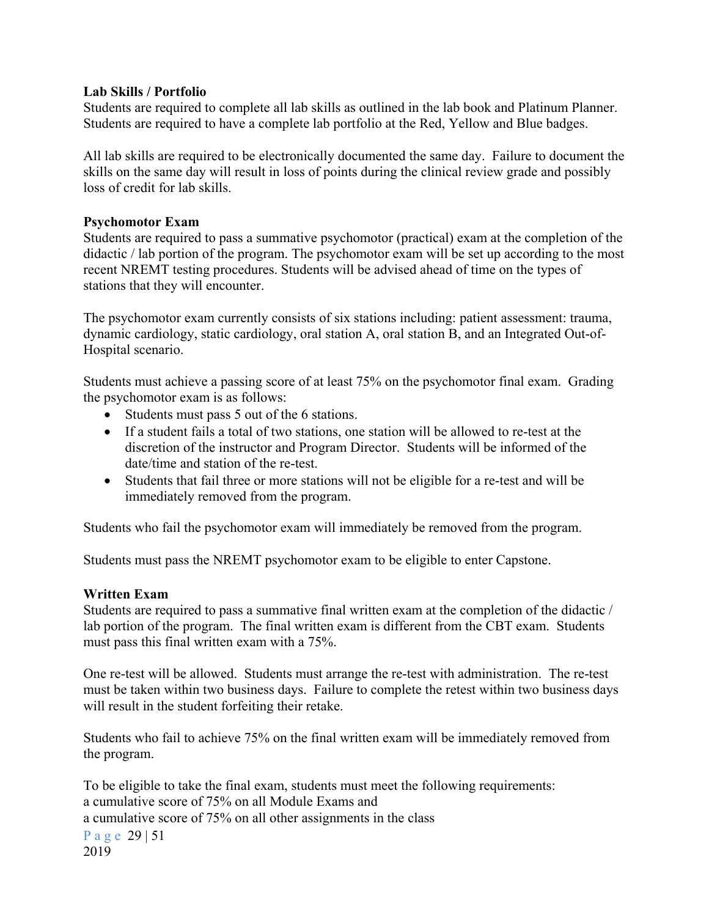**Lab Skills / Portfolio**

Students are required to complete all lab skills as outlined in the lab book and Platinum Planner. Students are required to have a complete lab portfolio at the Red, Yellow and Blue badges.

All lab skills are required to be electronically documented the same day. Failure to document the skills on the same day will result in loss of points during the clinical review grade and possibly loss of credit for lab skills.

**Psychomotor Exam**

Students are required to pass a summative psychomotor (practical) exam at the completion of the didactic / lab portion of the program. The psychomotor exam will be set up according to the most recent NREMT testing procedures. Students will be advised ahead of time on the types of stations that they will encounter.

The psychomotor exam currently consists of six stations including: patient assessment: trauma, dynamic cardiology, static cardiology, oral station A, oral station B, and an Integrated Out-of-Hospital scenario.

Students must achieve a passing score of at least 75% on the psychomotor final exam. Grading the psychomotor exam is as follows:

- Students must pass 5 out of the 6 stations.
- If a student fails a total of two stations, one station will be allowed to re-test at the discretion of the instructor and Program Director. Students will be informed of the date/time and station of the re-test.
- Students that fail three or more stations will not be eligible for a re-test and will be immediately removed from the program.

Students who fail the psychomotor exam will immediately be removed from the program.

Students must pass the NREMT psychomotor exam to be eligible to enter Capstone.

**Written Exam**

Students are required to pass a summative final written exam at the completion of the didactic / lab portion of the program. The final written exam is different from the CBT exam. Students must pass this final written exam with a 75%.

One re-test will be allowed. Students must arrange the re-test with administration. The re-test must be taken within two business days. Failure to complete the retest within two business days will result in the student forfeiting their retake.

Students who fail to achieve 75% on the final written exam will be immediately removed from the program.

To be eligible to take the final exam, students must meet the following requirements:
a cumulative score of 75% on all Module Exams and
a cumulative score of 75% on all other assignments in the class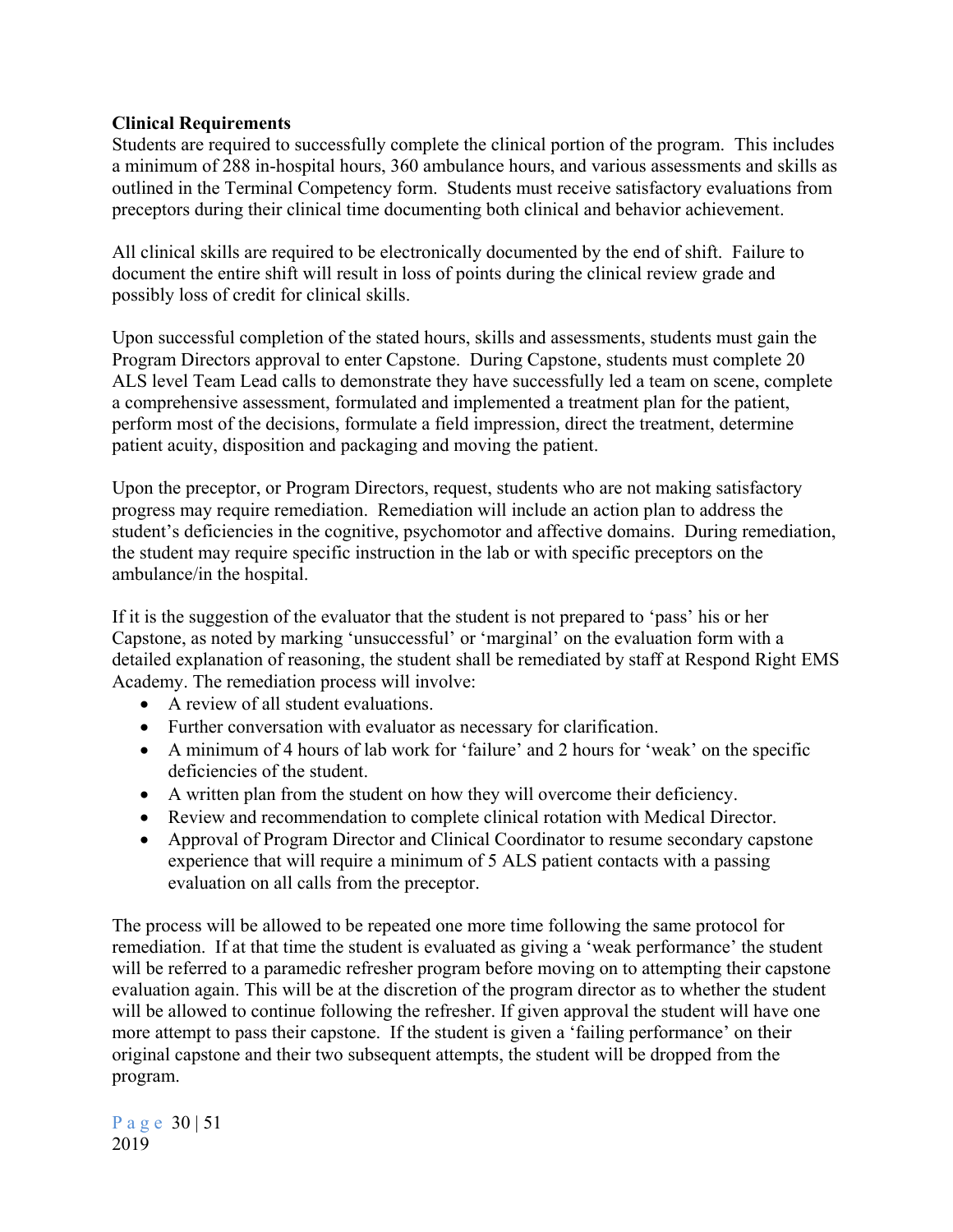**Clinical Requirements**

Students are required to successfully complete the clinical portion of the program. This includes a minimum of 288 in-hospital hours, 360 ambulance hours, and various assessments and skills as outlined in the Terminal Competency form. Students must receive satisfactory evaluations from preceptors during their clinical time documenting both clinical and behavior achievement.

All clinical skills are required to be electronically documented by the end of shift. Failure to document the entire shift will result in loss of points during the clinical review grade and possibly loss of credit for clinical skills.

Upon successful completion of the stated hours, skills and assessments, students must gain the Program Directors approval to enter Capstone. During Capstone, students must complete 20 ALS level Team Lead calls to demonstrate they have successfully led a team on scene, complete a comprehensive assessment, formulated and implemented a treatment plan for the patient, perform most of the decisions, formulate a field impression, direct the treatment, determine patient acuity, disposition and packaging and moving the patient.

Upon the preceptor, or Program Directors, request, students who are not making satisfactory progress may require remediation. Remediation will include an action plan to address the student's deficiencies in the cognitive, psychomotor and affective domains. During remediation, the student may require specific instruction in the lab or with specific preceptors on the ambulance/in the hospital.

If it is the suggestion of the evaluator that the student is not prepared to 'pass' his or her Capstone, as noted by marking 'unsuccessful' or 'marginal' on the evaluation form with a detailed explanation of reasoning, the student shall be remediated by staff at Respond Right EMS Academy. The remediation process will involve:

- A review of all student evaluations.
- Further conversation with evaluator as necessary for clarification.
- A minimum of 4 hours of lab work for 'failure' and 2 hours for 'weak' on the specific deficiencies of the student.
- A written plan from the student on how they will overcome their deficiency.
- Review and recommendation to complete clinical rotation with Medical Director.
- Approval of Program Director and Clinical Coordinator to resume secondary capstone experience that will require a minimum of 5 ALS patient contacts with a passing evaluation on all calls from the preceptor.

The process will be allowed to be repeated one more time following the same protocol for remediation. If at that time the student is evaluated as giving a 'weak performance' the student will be referred to a paramedic refresher program before moving on to attempting their capstone evaluation again. This will be at the discretion of the program director as to whether the student will be allowed to continue following the refresher. If given approval the student will have one more attempt to pass their capstone. If the student is given a 'failing performance' on their original capstone and their two subsequent attempts, the student will be dropped from the program.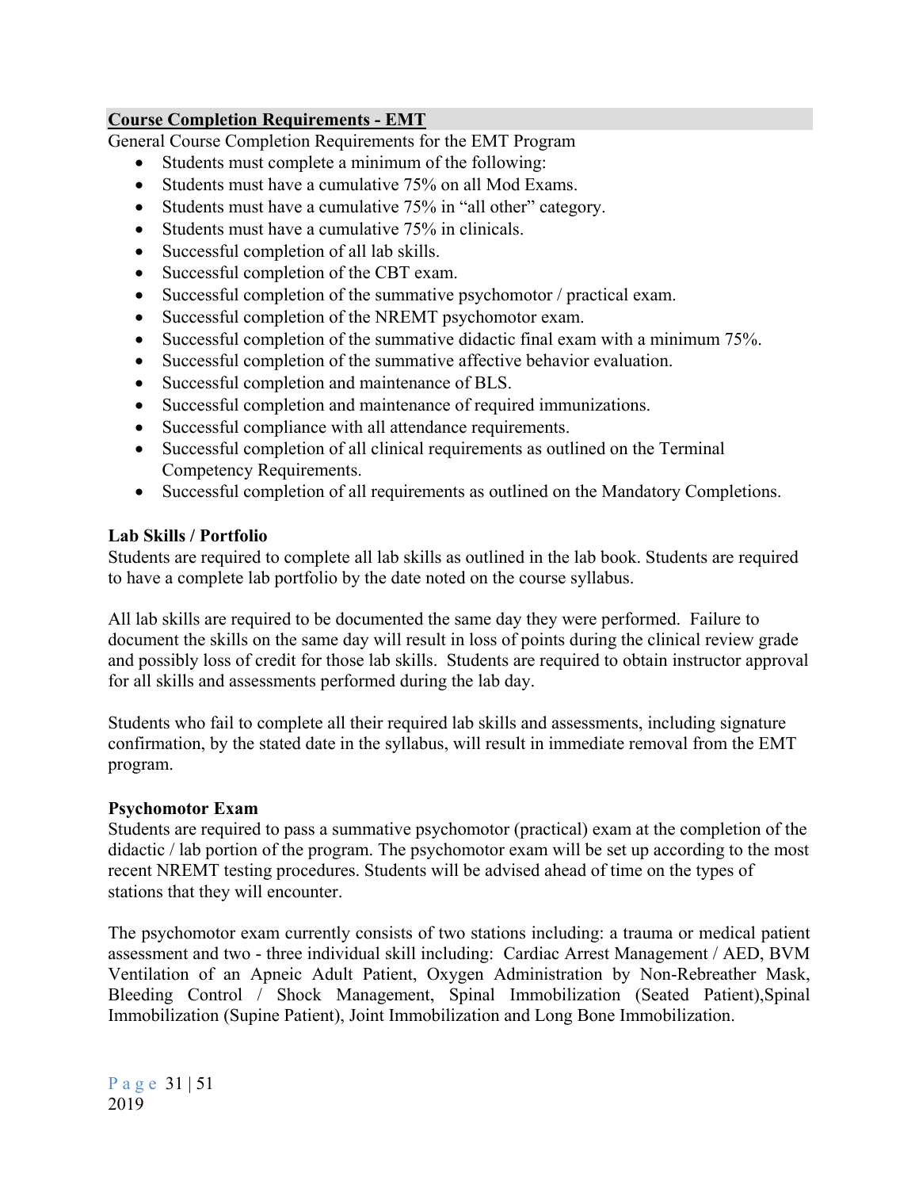## Course Completion Requirements - EMT

General Course Completion Requirements for the EMT Program

- Students must complete a minimum of the following:
- Students must have a cumulative 75% on all Mod Exams.
- Students must have a cumulative 75% in "all other" category.
- Students must have a cumulative 75% in clinicals.
- Successful completion of all lab skills.
- Successful completion of the CBT exam.
- Successful completion of the summative psychomotor / practical exam.
- Successful completion of the NREMT psychomotor exam.
- Successful completion of the summative didactic final exam with a minimum 75%.
- Successful completion of the summative affective behavior evaluation.
- Successful completion and maintenance of BLS.
- Successful completion and maintenance of required immunizations.
- Successful compliance with all attendance requirements.
- Successful completion of all clinical requirements as outlined on the Terminal Competency Requirements.
- Successful completion of all requirements as outlined on the Mandatory Completions.

### Lab Skills / Portfolio

Students are required to complete all lab skills as outlined in the lab book. Students are required to have a complete lab portfolio by the date noted on the course syllabus.

All lab skills are required to be documented the same day they were performed. Failure to document the skills on the same day will result in loss of points during the clinical review grade and possibly loss of credit for those lab skills. Students are required to obtain instructor approval for all skills and assessments performed during the lab day.

Students who fail to complete all their required lab skills and assessments, including signature confirmation, by the stated date in the syllabus, will result in immediate removal from the EMT program.

### Psychomotor Exam

Students are required to pass a summative psychomotor (practical) exam at the completion of the didactic / lab portion of the program. The psychomotor exam will be set up according to the most recent NREMT testing procedures. Students will be advised ahead of time on the types of stations that they will encounter.

The psychomotor exam currently consists of two stations including: a trauma or medical patient assessment and two - three individual skill including: Cardiac Arrest Management / AED, BVM Ventilation of an Apneic Adult Patient, Oxygen Administration by Non-Rebreather Mask, Bleeding Control / Shock Management, Spinal Immobilization (Seated Patient),Spinal Immobilization (Supine Patient), Joint Immobilization and Long Bone Immobilization.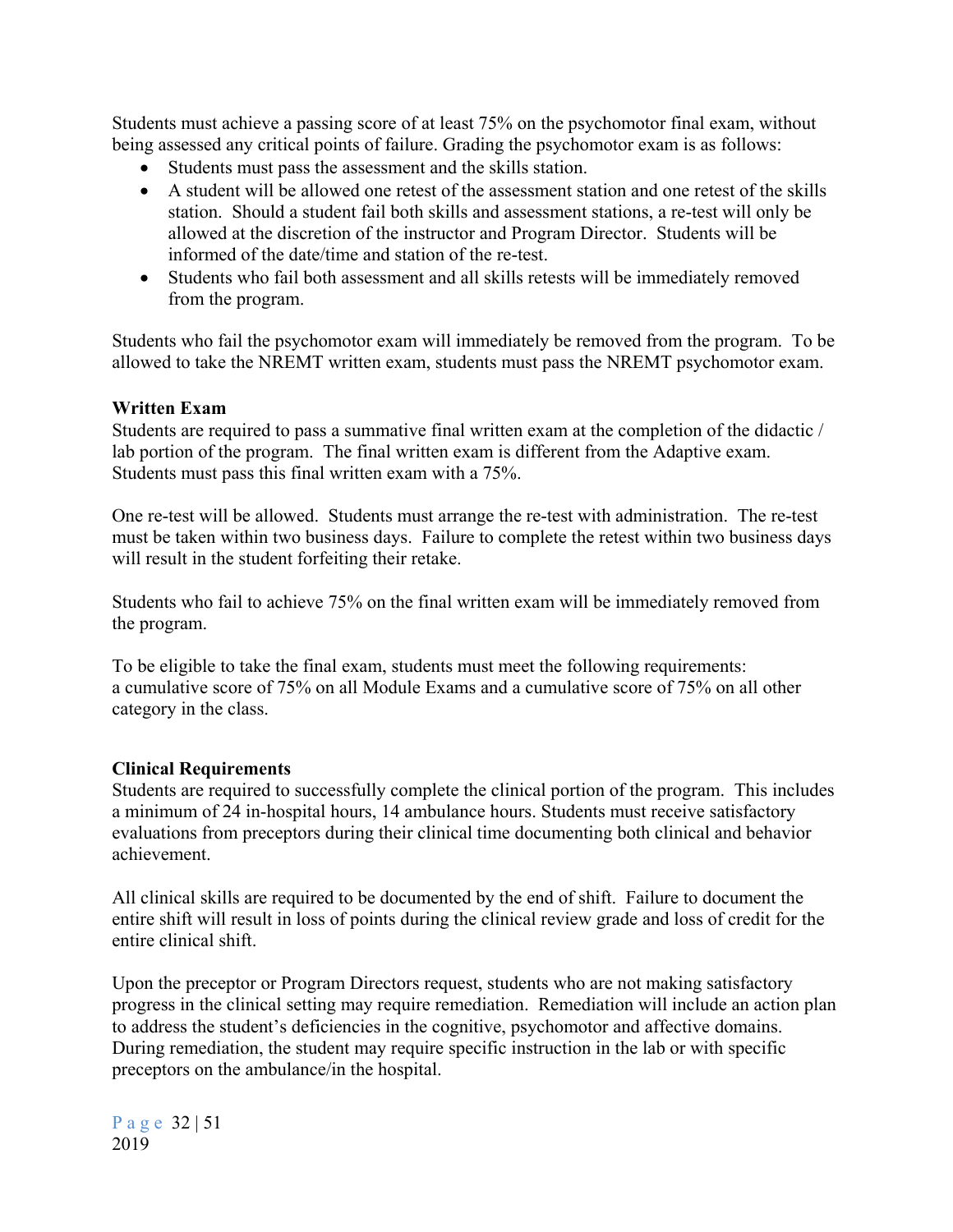Students must achieve a passing score of at least 75% on the psychomotor final exam, without being assessed any critical points of failure. Grading the psychomotor exam is as follows:

- Students must pass the assessment and the skills station.
- A student will be allowed one retest of the assessment station and one retest of the skills station. Should a student fail both skills and assessment stations, a re-test will only be allowed at the discretion of the instructor and Program Director. Students will be informed of the date/time and station of the re-test.
- Students who fail both assessment and all skills retests will be immediately removed from the program.

Students who fail the psychomotor exam will immediately be removed from the program. To be allowed to take the NREMT written exam, students must pass the NREMT psychomotor exam.

**Written Exam**

Students are required to pass a summative final written exam at the completion of the didactic / lab portion of the program. The final written exam is different from the Adaptive exam. Students must pass this final written exam with a 75%.

One re-test will be allowed. Students must arrange the re-test with administration. The re-test must be taken within two business days. Failure to complete the retest within two business days will result in the student forfeiting their retake.

Students who fail to achieve 75% on the final written exam will be immediately removed from the program.

To be eligible to take the final exam, students must meet the following requirements: a cumulative score of 75% on all Module Exams and a cumulative score of 75% on all other category in the class.

**Clinical Requirements**

Students are required to successfully complete the clinical portion of the program. This includes a minimum of 24 in-hospital hours, 14 ambulance hours. Students must receive satisfactory evaluations from preceptors during their clinical time documenting both clinical and behavior achievement.

All clinical skills are required to be documented by the end of shift. Failure to document the entire shift will result in loss of points during the clinical review grade and loss of credit for the entire clinical shift.

Upon the preceptor or Program Directors request, students who are not making satisfactory progress in the clinical setting may require remediation. Remediation will include an action plan to address the student's deficiencies in the cognitive, psychomotor and affective domains. During remediation, the student may require specific instruction in the lab or with specific preceptors on the ambulance/in the hospital.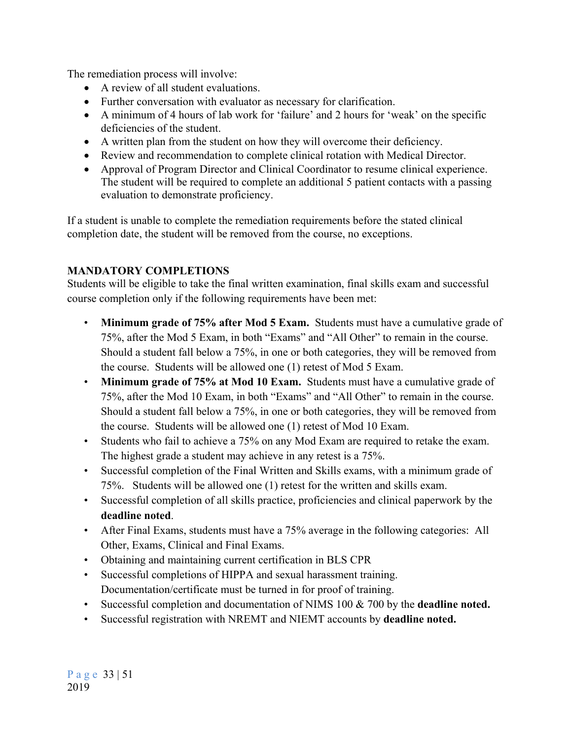The remediation process will involve:

- A review of all student evaluations.
- Further conversation with evaluator as necessary for clarification.
- A minimum of 4 hours of lab work for 'failure' and 2 hours for 'weak' on the specific deficiencies of the student.
- A written plan from the student on how they will overcome their deficiency.
- Review and recommendation to complete clinical rotation with Medical Director.
- Approval of Program Director and Clinical Coordinator to resume clinical experience. The student will be required to complete an additional 5 patient contacts with a passing evaluation to demonstrate proficiency.

If a student is unable to complete the remediation requirements before the stated clinical completion date, the student will be removed from the course, no exceptions.

## MANDATORY COMPLETIONS

Students will be eligible to take the final written examination, final skills exam and successful course completion only if the following requirements have been met:

- **Minimum grade of 75% after Mod 5 Exam.** Students must have a cumulative grade of 75%, after the Mod 5 Exam, in both "Exams" and "All Other" to remain in the course. Should a student fall below a 75%, in one or both categories, they will be removed from the course. Students will be allowed one (1) retest of Mod 5 Exam.
- **Minimum grade of 75% at Mod 10 Exam.** Students must have a cumulative grade of 75%, after the Mod 10 Exam, in both "Exams" and "All Other" to remain in the course. Should a student fall below a 75%, in one or both categories, they will be removed from the course. Students will be allowed one (1) retest of Mod 10 Exam.
- Students who fail to achieve a 75% on any Mod Exam are required to retake the exam. The highest grade a student may achieve in any retest is a 75%.
- Successful completion of the Final Written and Skills exams, with a minimum grade of 75%. Students will be allowed one (1) retest for the written and skills exam.
- Successful completion of all skills practice, proficiencies and clinical paperwork by the **deadline noted**.
- After Final Exams, students must have a 75% average in the following categories: All Other, Exams, Clinical and Final Exams.
- Obtaining and maintaining current certification in BLS CPR
- Successful completions of HIPPA and sexual harassment training. Documentation/certificate must be turned in for proof of training.
- Successful completion and documentation of NIMS 100 & 700 by the **deadline noted.**
- Successful registration with NREMT and NIEMT accounts by **deadline noted.**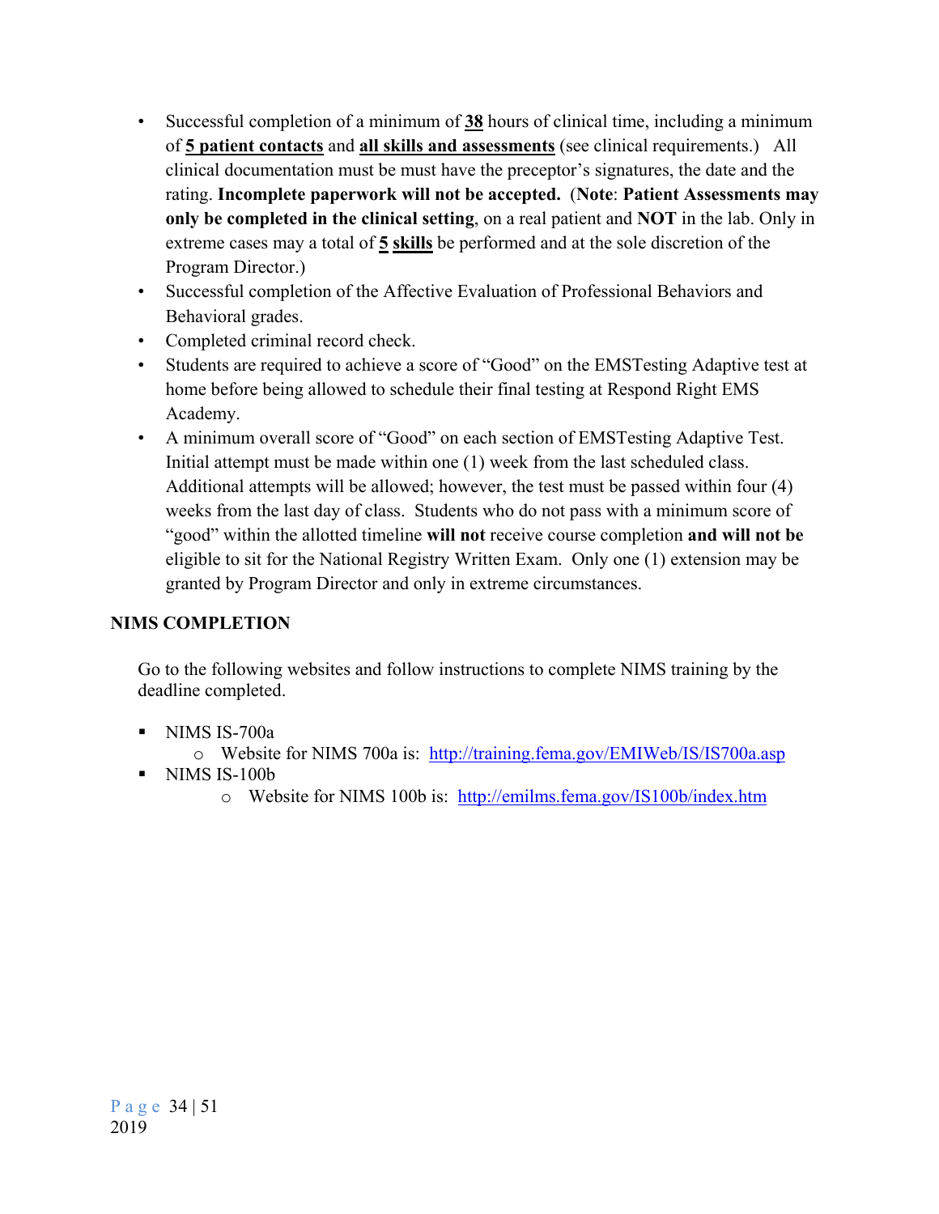- Successful completion of a minimum of **<u>38</u>** hours of clinical time, including a minimum of **<u>5 patient contacts</u>** and **<u>all skills and assessments</u>** (see clinical requirements.) All clinical documentation must be must have the preceptor's signatures, the date and the rating. **Incomplete paperwork will not be accepted.** (**Note**: **Patient Assessments may only be completed in the clinical setting**, on a real patient and **NOT** in the lab. Only in extreme cases may a total of **<u>5 skills</u>** be performed and at the sole discretion of the Program Director.)
- Successful completion of the Affective Evaluation of Professional Behaviors and Behavioral grades.
- Completed criminal record check.
- Students are required to achieve a score of "Good" on the EMSTesting Adaptive test at home before being allowed to schedule their final testing at Respond Right EMS Academy.
- A minimum overall score of "Good" on each section of EMSTesting Adaptive Test. Initial attempt must be made within one (1) week from the last scheduled class. Additional attempts will be allowed; however, the test must be passed within four (4) weeks from the last day of class. Students who do not pass with a minimum score of "good" within the allotted timeline **will not** receive course completion **and will not be** eligible to sit for the National Registry Written Exam. Only one (1) extension may be granted by Program Director and only in extreme circumstances.

**NIMS COMPLETION**

Go to the following websites and follow instructions to complete NIMS training by the deadline completed.

- NIMS IS-700a
  - Website for NIMS 700a is: http://training.fema.gov/EMIWeb/IS/IS700a.asp
- NIMS IS-100b
  - Website for NIMS 100b is: http://emilms.fema.gov/IS100b/index.htm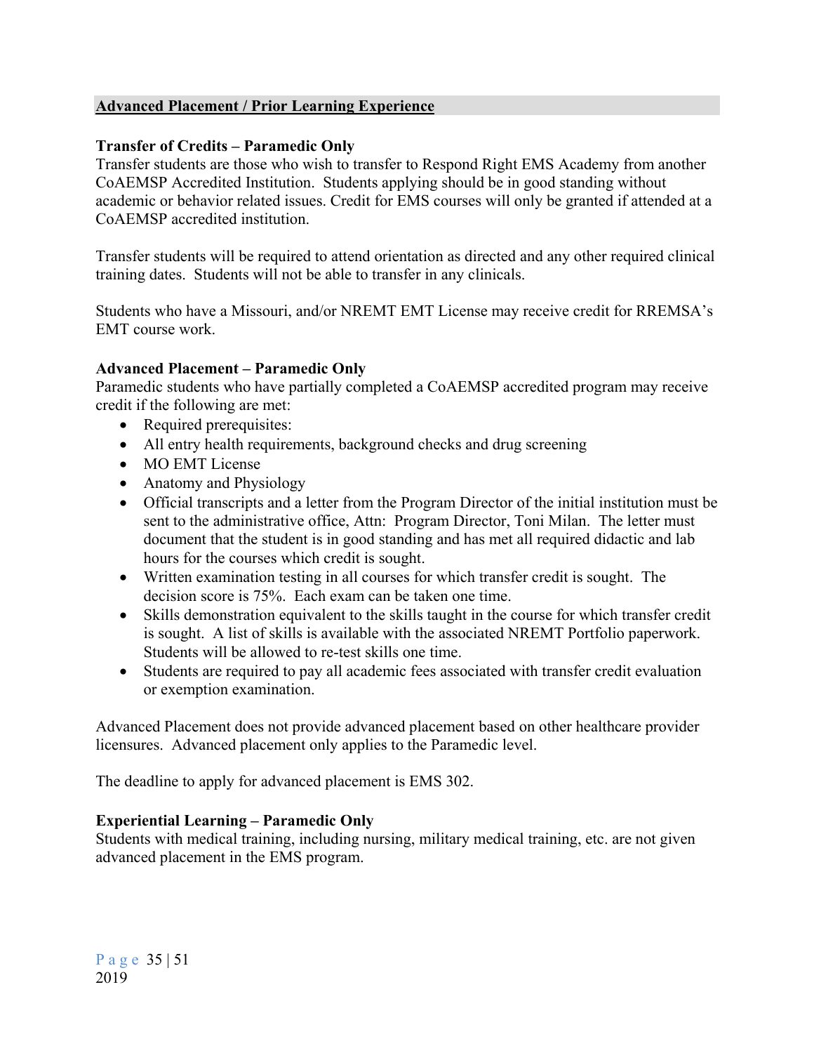## Advanced Placement / Prior Learning Experience

### Transfer of Credits – Paramedic Only

Transfer students are those who wish to transfer to Respond Right EMS Academy from another CoAEMSP Accredited Institution. Students applying should be in good standing without academic or behavior related issues. Credit for EMS courses will only be granted if attended at a CoAEMSP accredited institution.

Transfer students will be required to attend orientation as directed and any other required clinical training dates. Students will not be able to transfer in any clinicals.

Students who have a Missouri, and/or NREMT EMT License may receive credit for RREMSA's EMT course work.

### Advanced Placement – Paramedic Only

Paramedic students who have partially completed a CoAEMSP accredited program may receive credit if the following are met:

- Required prerequisites:
- All entry health requirements, background checks and drug screening
- MO EMT License
- Anatomy and Physiology
- Official transcripts and a letter from the Program Director of the initial institution must be sent to the administrative office, Attn: Program Director, Toni Milan. The letter must document that the student is in good standing and has met all required didactic and lab hours for the courses which credit is sought.
- Written examination testing in all courses for which transfer credit is sought. The decision score is 75%. Each exam can be taken one time.
- Skills demonstration equivalent to the skills taught in the course for which transfer credit is sought. A list of skills is available with the associated NREMT Portfolio paperwork. Students will be allowed to re-test skills one time.
- Students are required to pay all academic fees associated with transfer credit evaluation or exemption examination.

Advanced Placement does not provide advanced placement based on other healthcare provider licensures. Advanced placement only applies to the Paramedic level.

The deadline to apply for advanced placement is EMS 302.

### Experiential Learning – Paramedic Only

Students with medical training, including nursing, military medical training, etc. are not given advanced placement in the EMS program.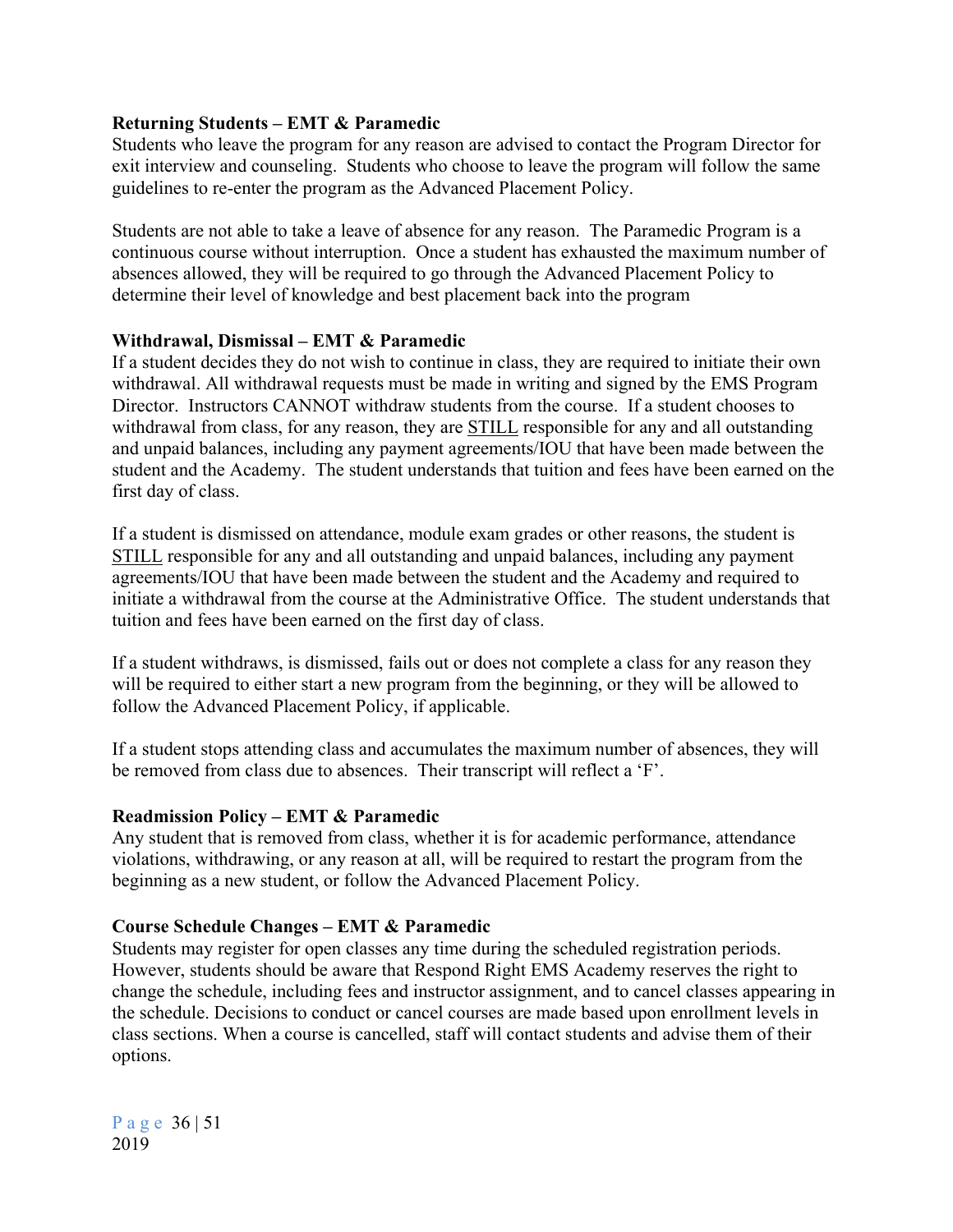**Returning Students – EMT & Paramedic**

Students who leave the program for any reason are advised to contact the Program Director for exit interview and counseling. Students who choose to leave the program will follow the same guidelines to re-enter the program as the Advanced Placement Policy.

Students are not able to take a leave of absence for any reason. The Paramedic Program is a continuous course without interruption. Once a student has exhausted the maximum number of absences allowed, they will be required to go through the Advanced Placement Policy to determine their level of knowledge and best placement back into the program

**Withdrawal, Dismissal – EMT & Paramedic**

If a student decides they do not wish to continue in class, they are required to initiate their own withdrawal. All withdrawal requests must be made in writing and signed by the EMS Program Director. Instructors CANNOT withdraw students from the course. If a student chooses to withdrawal from class, for any reason, they are <u>STILL</u> responsible for any and all outstanding and unpaid balances, including any payment agreements/IOU that have been made between the student and the Academy. The student understands that tuition and fees have been earned on the first day of class.

If a student is dismissed on attendance, module exam grades or other reasons, the student is <u>STILL</u> responsible for any and all outstanding and unpaid balances, including any payment agreements/IOU that have been made between the student and the Academy and required to initiate a withdrawal from the course at the Administrative Office. The student understands that tuition and fees have been earned on the first day of class.

If a student withdraws, is dismissed, fails out or does not complete a class for any reason they will be required to either start a new program from the beginning, or they will be allowed to follow the Advanced Placement Policy, if applicable.

If a student stops attending class and accumulates the maximum number of absences, they will be removed from class due to absences. Their transcript will reflect a 'F'.

**Readmission Policy – EMT & Paramedic**

Any student that is removed from class, whether it is for academic performance, attendance violations, withdrawing, or any reason at all, will be required to restart the program from the beginning as a new student, or follow the Advanced Placement Policy.

**Course Schedule Changes – EMT & Paramedic**

Students may register for open classes any time during the scheduled registration periods. However, students should be aware that Respond Right EMS Academy reserves the right to change the schedule, including fees and instructor assignment, and to cancel classes appearing in the schedule. Decisions to conduct or cancel courses are made based upon enrollment levels in class sections. When a course is cancelled, staff will contact students and advise them of their options.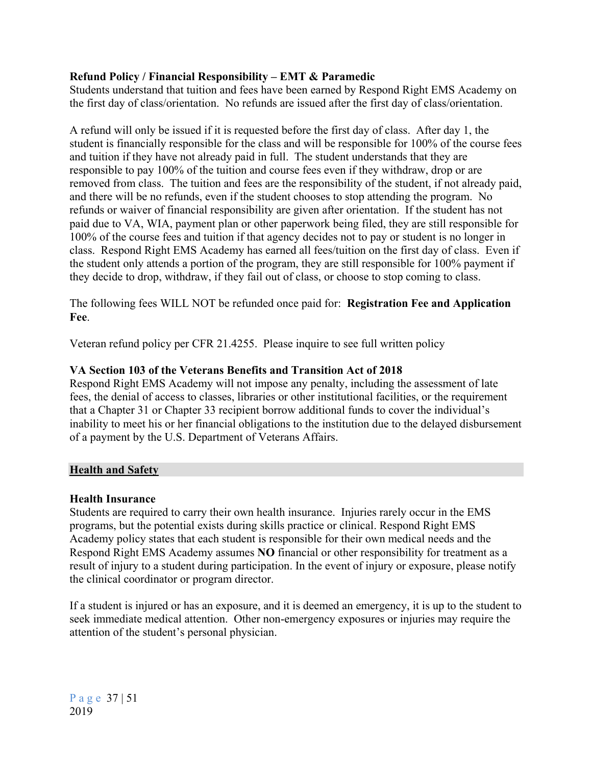**Refund Policy / Financial Responsibility – EMT & Paramedic**

Students understand that tuition and fees have been earned by Respond Right EMS Academy on the first day of class/orientation. No refunds are issued after the first day of class/orientation.

A refund will only be issued if it is requested before the first day of class. After day 1, the student is financially responsible for the class and will be responsible for 100% of the course fees and tuition if they have not already paid in full. The student understands that they are responsible to pay 100% of the tuition and course fees even if they withdraw, drop or are removed from class. The tuition and fees are the responsibility of the student, if not already paid, and there will be no refunds, even if the student chooses to stop attending the program. No refunds or waiver of financial responsibility are given after orientation. If the student has not paid due to VA, WIA, payment plan or other paperwork being filed, they are still responsible for 100% of the course fees and tuition if that agency decides not to pay or student is no longer in class. Respond Right EMS Academy has earned all fees/tuition on the first day of class. Even if the student only attends a portion of the program, they are still responsible for 100% payment if they decide to drop, withdraw, if they fail out of class, or choose to stop coming to class.

The following fees WILL NOT be refunded once paid for: **Registration Fee and Application Fee**.

Veteran refund policy per CFR 21.4255. Please inquire to see full written policy

**VA Section 103 of the Veterans Benefits and Transition Act of 2018**

Respond Right EMS Academy will not impose any penalty, including the assessment of late fees, the denial of access to classes, libraries or other institutional facilities, or the requirement that a Chapter 31 or Chapter 33 recipient borrow additional funds to cover the individual's inability to meet his or her financial obligations to the institution due to the delayed disbursement of a payment by the U.S. Department of Veterans Affairs.

## Health and Safety

**Health Insurance**

Students are required to carry their own health insurance. Injuries rarely occur in the EMS programs, but the potential exists during skills practice or clinical. Respond Right EMS Academy policy states that each student is responsible for their own medical needs and the Respond Right EMS Academy assumes **NO** financial or other responsibility for treatment as a result of injury to a student during participation. In the event of injury or exposure, please notify the clinical coordinator or program director.

If a student is injured or has an exposure, and it is deemed an emergency, it is up to the student to seek immediate medical attention. Other non-emergency exposures or injuries may require the attention of the student's personal physician.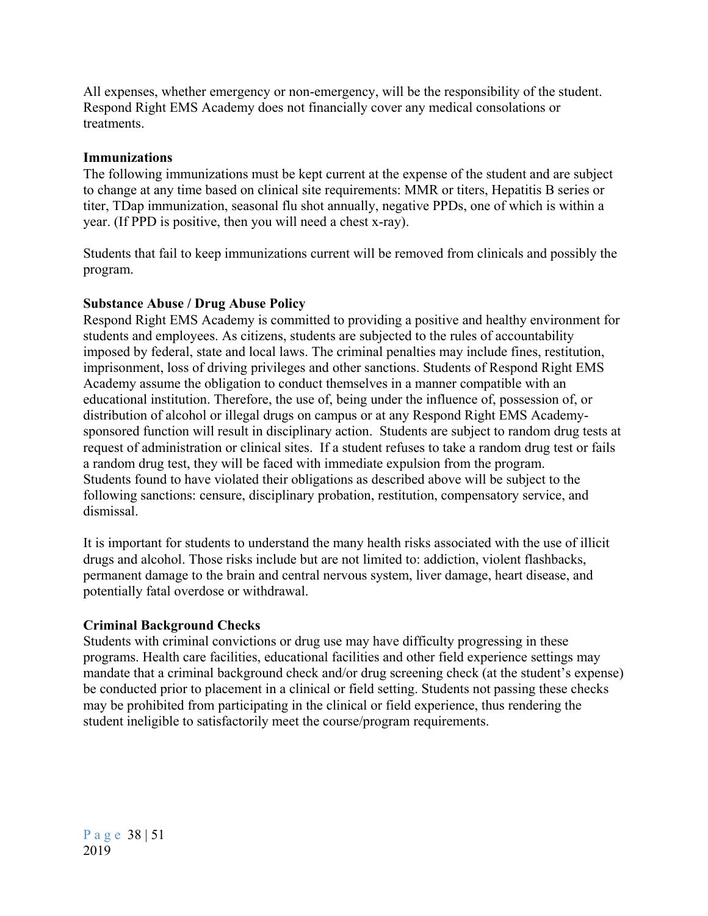All expenses, whether emergency or non-emergency, will be the responsibility of the student. Respond Right EMS Academy does not financially cover any medical consolations or treatments.

**Immunizations**

The following immunizations must be kept current at the expense of the student and are subject to change at any time based on clinical site requirements: MMR or titers, Hepatitis B series or titer, TDap immunization, seasonal flu shot annually, negative PPDs, one of which is within a year. (If PPD is positive, then you will need a chest x-ray).

Students that fail to keep immunizations current will be removed from clinicals and possibly the program.

**Substance Abuse / Drug Abuse Policy**

Respond Right EMS Academy is committed to providing a positive and healthy environment for students and employees. As citizens, students are subjected to the rules of accountability imposed by federal, state and local laws. The criminal penalties may include fines, restitution, imprisonment, loss of driving privileges and other sanctions. Students of Respond Right EMS Academy assume the obligation to conduct themselves in a manner compatible with an educational institution. Therefore, the use of, being under the influence of, possession of, or distribution of alcohol or illegal drugs on campus or at any Respond Right EMS Academy-sponsored function will result in disciplinary action. Students are subject to random drug tests at request of administration or clinical sites. If a student refuses to take a random drug test or fails a random drug test, they will be faced with immediate expulsion from the program. Students found to have violated their obligations as described above will be subject to the following sanctions: censure, disciplinary probation, restitution, compensatory service, and dismissal.

It is important for students to understand the many health risks associated with the use of illicit drugs and alcohol. Those risks include but are not limited to: addiction, violent flashbacks, permanent damage to the brain and central nervous system, liver damage, heart disease, and potentially fatal overdose or withdrawal.

**Criminal Background Checks**

Students with criminal convictions or drug use may have difficulty progressing in these programs. Health care facilities, educational facilities and other field experience settings may mandate that a criminal background check and/or drug screening check (at the student's expense) be conducted prior to placement in a clinical or field setting. Students not passing these checks may be prohibited from participating in the clinical or field experience, thus rendering the student ineligible to satisfactorily meet the course/program requirements.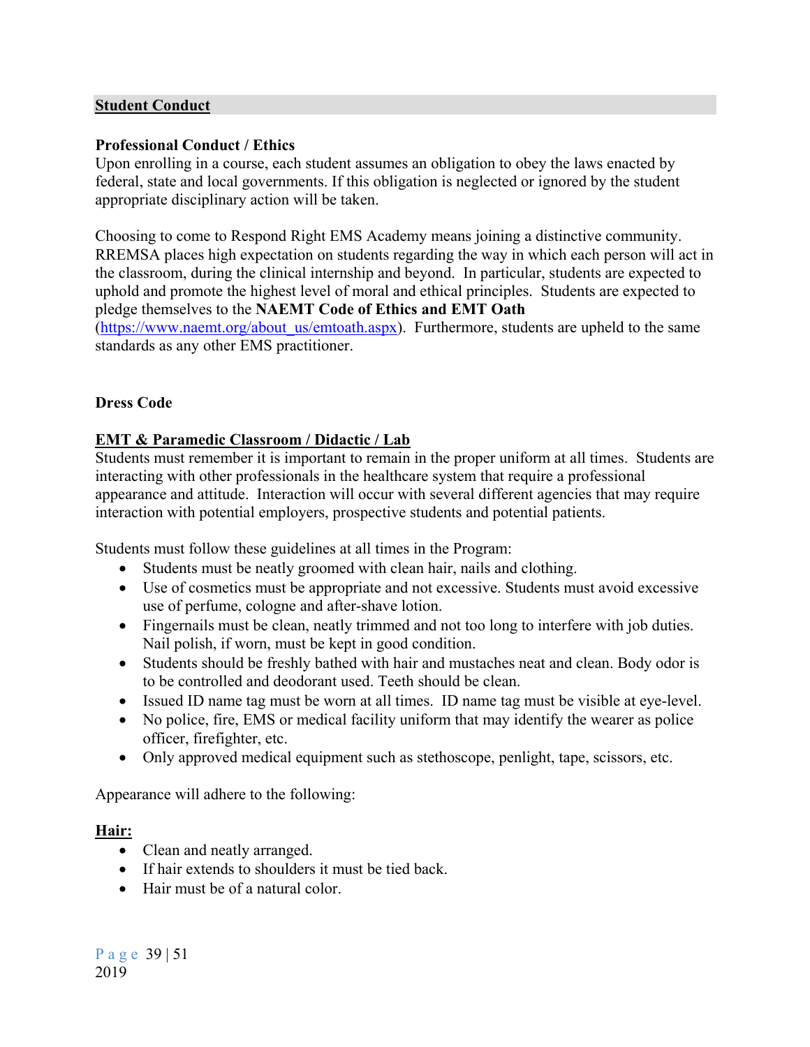## Student Conduct

### Professional Conduct / Ethics

Upon enrolling in a course, each student assumes an obligation to obey the laws enacted by federal, state and local governments. If this obligation is neglected or ignored by the student appropriate disciplinary action will be taken.

Choosing to come to Respond Right EMS Academy means joining a distinctive community. RREMSA places high expectation on students regarding the way in which each person will act in the classroom, during the clinical internship and beyond. In particular, students are expected to uphold and promote the highest level of moral and ethical principles. Students are expected to pledge themselves to the **NAEMT Code of Ethics and EMT Oath** ([https://www.naemt.org/about_us/emtoath.aspx](https://www.naemt.org/about_us/emtoath.aspx)). Furthermore, students are upheld to the same standards as any other EMS practitioner.

### Dress Code

#### EMT & Paramedic Classroom / Didactic / Lab

Students must remember it is important to remain in the proper uniform at all times. Students are interacting with other professionals in the healthcare system that require a professional appearance and attitude. Interaction will occur with several different agencies that may require interaction with potential employers, prospective students and potential patients.

Students must follow these guidelines at all times in the Program:

- Students must be neatly groomed with clean hair, nails and clothing.
- Use of cosmetics must be appropriate and not excessive. Students must avoid excessive use of perfume, cologne and after-shave lotion.
- Fingernails must be clean, neatly trimmed and not too long to interfere with job duties. Nail polish, if worn, must be kept in good condition.
- Students should be freshly bathed with hair and mustaches neat and clean. Body odor is to be controlled and deodorant used. Teeth should be clean.
- Issued ID name tag must be worn at all times. ID name tag must be visible at eye-level.
- No police, fire, EMS or medical facility uniform that may identify the wearer as police officer, firefighter, etc.
- Only approved medical equipment such as stethoscope, penlight, tape, scissors, etc.

Appearance will adhere to the following:

#### Hair:

- Clean and neatly arranged.
- If hair extends to shoulders it must be tied back.
- Hair must be of a natural color.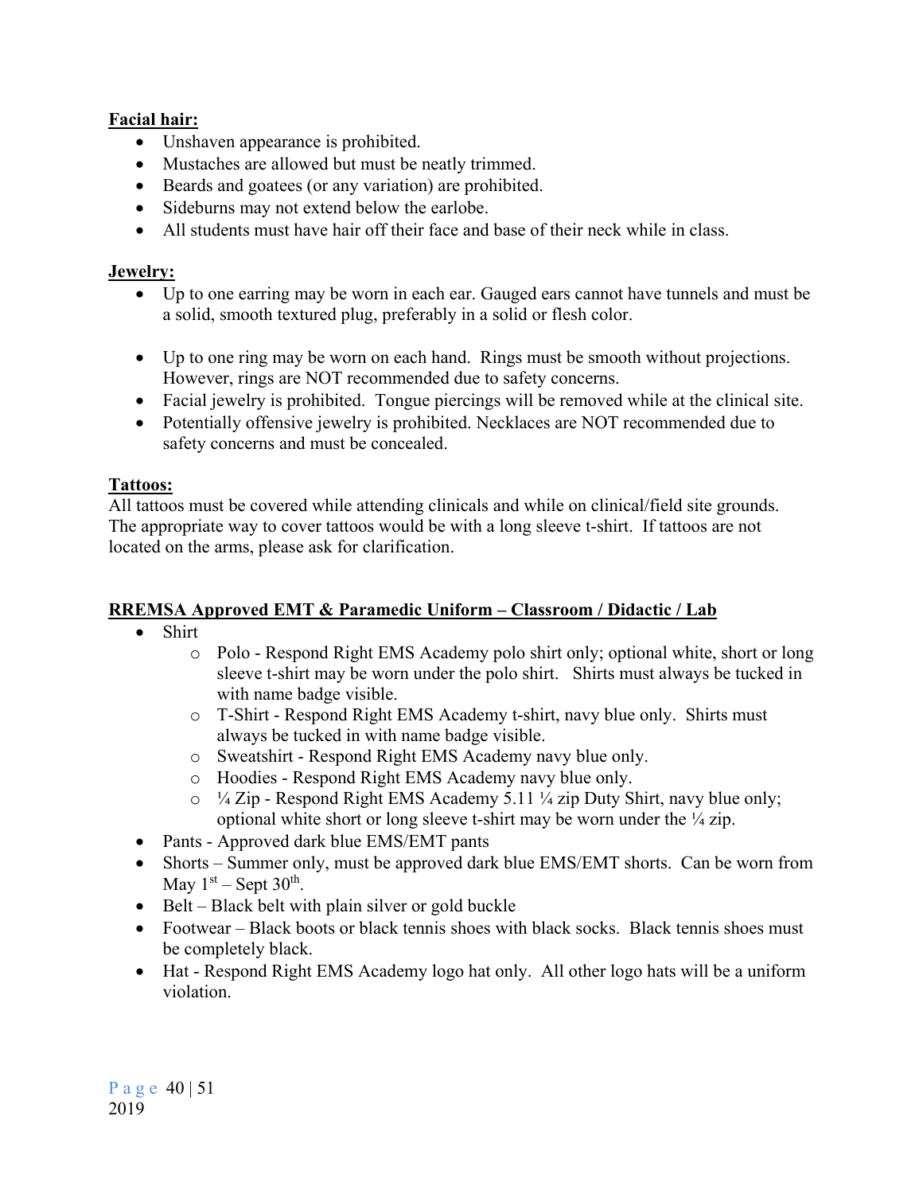**Facial hair:**

- Unshaven appearance is prohibited.
- Mustaches are allowed but must be neatly trimmed.
- Beards and goatees (or any variation) are prohibited.
- Sideburns may not extend below the earlobe.
- All students must have hair off their face and base of their neck while in class.

**Jewelry:**

- Up to one earring may be worn in each ear. Gauged ears cannot have tunnels and must be a solid, smooth textured plug, preferably in a solid or flesh color.
- Up to one ring may be worn on each hand. Rings must be smooth without projections. However, rings are NOT recommended due to safety concerns.
- Facial jewelry is prohibited. Tongue piercings will be removed while at the clinical site.
- Potentially offensive jewelry is prohibited. Necklaces are NOT recommended due to safety concerns and must be concealed.

**Tattoos:**

All tattoos must be covered while attending clinicals and while on clinical/field site grounds. The appropriate way to cover tattoos would be with a long sleeve t-shirt. If tattoos are not located on the arms, please ask for clarification.

**RREMSA Approved EMT & Paramedic Uniform – Classroom / Didactic / Lab**

- Shirt
  - Polo - Respond Right EMS Academy polo shirt only; optional white, short or long sleeve t-shirt may be worn under the polo shirt. Shirts must always be tucked in with name badge visible.
  - T-Shirt - Respond Right EMS Academy t-shirt, navy blue only. Shirts must always be tucked in with name badge visible.
  - Sweatshirt - Respond Right EMS Academy navy blue only.
  - Hoodies - Respond Right EMS Academy navy blue only.
  - ¼ Zip - Respond Right EMS Academy 5.11 ¼ zip Duty Shirt, navy blue only; optional white short or long sleeve t-shirt may be worn under the ¼ zip.
- Pants - Approved dark blue EMS/EMT pants
- Shorts – Summer only, must be approved dark blue EMS/EMT shorts. Can be worn from May 1st – Sept 30th.
- Belt – Black belt with plain silver or gold buckle
- Footwear – Black boots or black tennis shoes with black socks. Black tennis shoes must be completely black.
- Hat - Respond Right EMS Academy logo hat only. All other logo hats will be a uniform violation.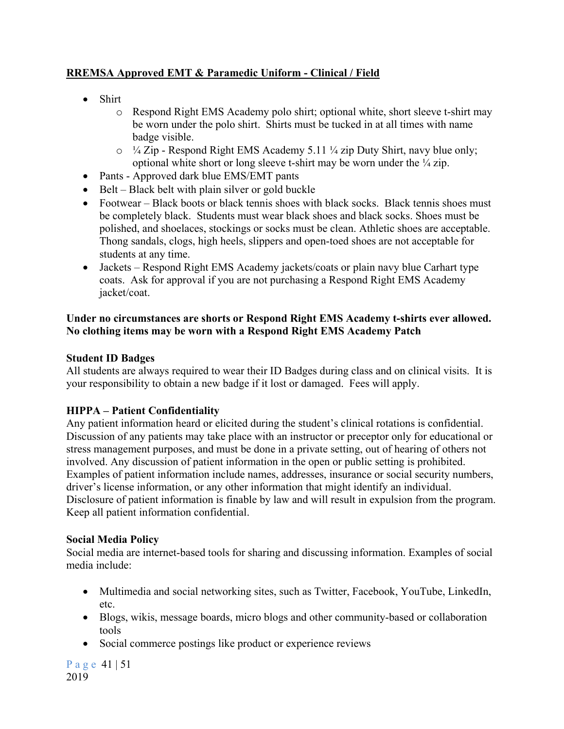**RREMSA Approved EMT & Paramedic Uniform - Clinical / Field**

- Shirt
  - Respond Right EMS Academy polo shirt; optional white, short sleeve t-shirt may be worn under the polo shirt. Shirts must be tucked in at all times with name badge visible.
  - ¼ Zip - Respond Right EMS Academy 5.11 ¼ zip Duty Shirt, navy blue only; optional white short or long sleeve t-shirt may be worn under the ¼ zip.
- Pants - Approved dark blue EMS/EMT pants
- Belt – Black belt with plain silver or gold buckle
- Footwear – Black boots or black tennis shoes with black socks. Black tennis shoes must be completely black. Students must wear black shoes and black socks. Shoes must be polished, and shoelaces, stockings or socks must be clean. Athletic shoes are acceptable. Thong sandals, clogs, high heels, slippers and open-toed shoes are not acceptable for students at any time.
- Jackets – Respond Right EMS Academy jackets/coats or plain navy blue Carhart type coats. Ask for approval if you are not purchasing a Respond Right EMS Academy jacket/coat.

**Under no circumstances are shorts or Respond Right EMS Academy t-shirts ever allowed. No clothing items may be worn with a Respond Right EMS Academy Patch**

**Student ID Badges**

All students are always required to wear their ID Badges during class and on clinical visits. It is your responsibility to obtain a new badge if it lost or damaged. Fees will apply.

**HIPPA – Patient Confidentiality**

Any patient information heard or elicited during the student's clinical rotations is confidential. Discussion of any patients may take place with an instructor or preceptor only for educational or stress management purposes, and must be done in a private setting, out of hearing of others not involved. Any discussion of patient information in the open or public setting is prohibited. Examples of patient information include names, addresses, insurance or social security numbers, driver's license information, or any other information that might identify an individual. Disclosure of patient information is finable by law and will result in expulsion from the program. Keep all patient information confidential.

**Social Media Policy**

Social media are internet-based tools for sharing and discussing information. Examples of social media include:

- Multimedia and social networking sites, such as Twitter, Facebook, YouTube, LinkedIn, etc.
- Blogs, wikis, message boards, micro blogs and other community-based or collaboration tools
- Social commerce postings like product or experience reviews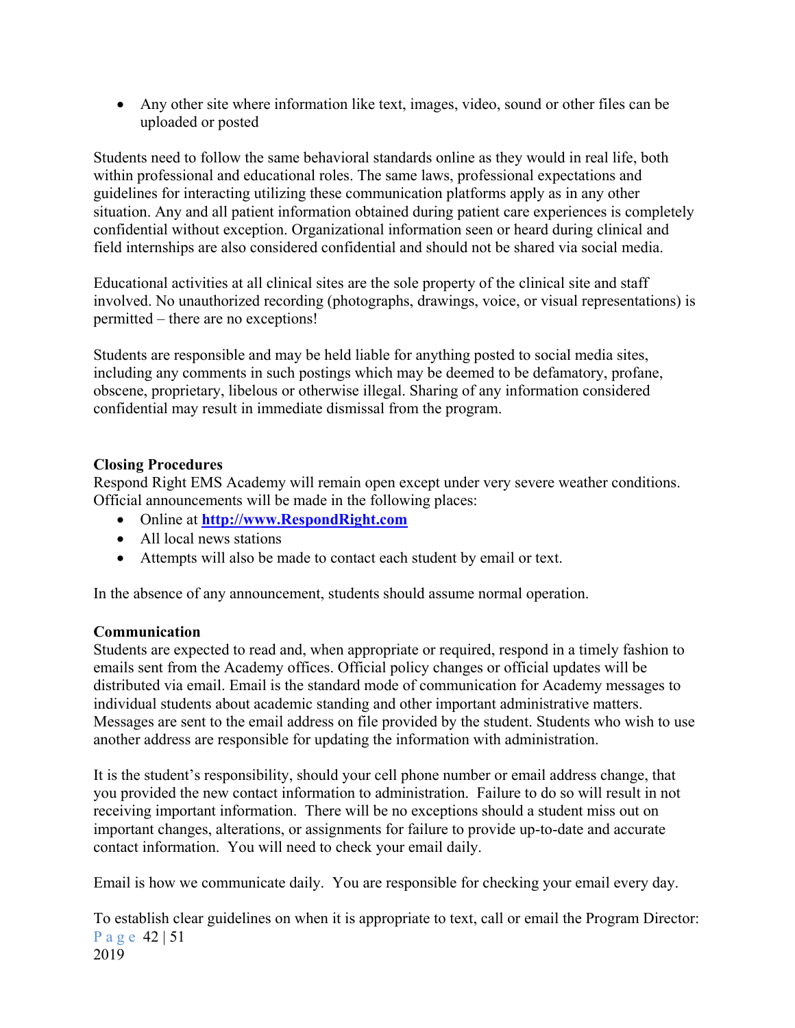- Any other site where information like text, images, video, sound or other files can be uploaded or posted

Students need to follow the same behavioral standards online as they would in real life, both within professional and educational roles. The same laws, professional expectations and guidelines for interacting utilizing these communication platforms apply as in any other situation. Any and all patient information obtained during patient care experiences is completely confidential without exception. Organizational information seen or heard during clinical and field internships are also considered confidential and should not be shared via social media.

Educational activities at all clinical sites are the sole property of the clinical site and staff involved. No unauthorized recording (photographs, drawings, voice, or visual representations) is permitted – there are no exceptions!

Students are responsible and may be held liable for anything posted to social media sites, including any comments in such postings which may be deemed to be defamatory, profane, obscene, proprietary, libelous or otherwise illegal. Sharing of any information considered confidential may result in immediate dismissal from the program.

**Closing Procedures**

Respond Right EMS Academy will remain open except under very severe weather conditions. Official announcements will be made in the following places:

- Online at **http://www.RespondRight.com**
- All local news stations
- Attempts will also be made to contact each student by email or text.

In the absence of any announcement, students should assume normal operation.

**Communication**

Students are expected to read and, when appropriate or required, respond in a timely fashion to emails sent from the Academy offices. Official policy changes or official updates will be distributed via email. Email is the standard mode of communication for Academy messages to individual students about academic standing and other important administrative matters. Messages are sent to the email address on file provided by the student. Students who wish to use another address are responsible for updating the information with administration.

It is the student's responsibility, should your cell phone number or email address change, that you provided the new contact information to administration. Failure to do so will result in not receiving important information. There will be no exceptions should a student miss out on important changes, alterations, or assignments for failure to provide up-to-date and accurate contact information. You will need to check your email daily.

Email is how we communicate daily. You are responsible for checking your email every day.

To establish clear guidelines on when it is appropriate to text, call or email the Program Director: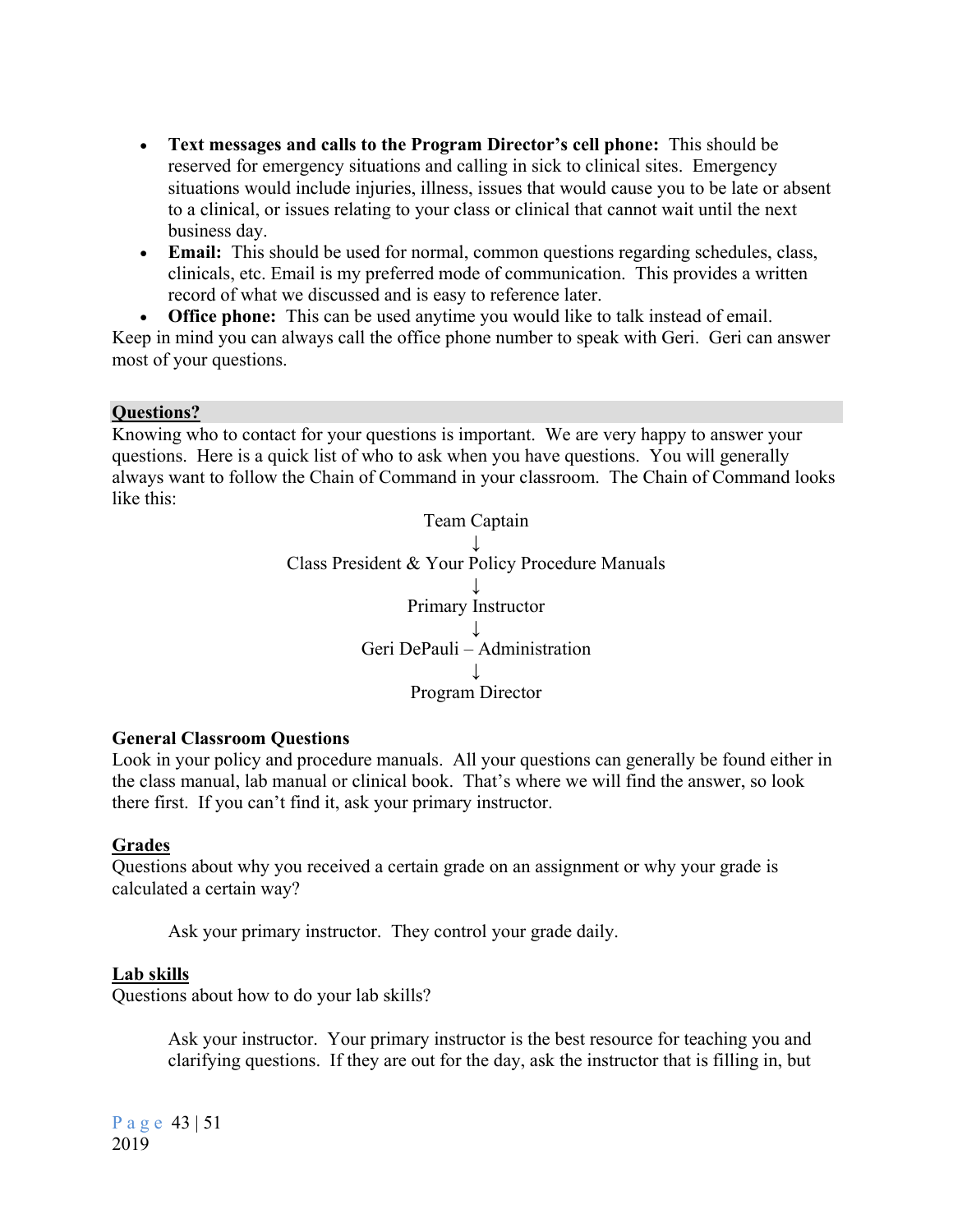- **Text messages and calls to the Program Director's cell phone:** This should be reserved for emergency situations and calling in sick to clinical sites. Emergency situations would include injuries, illness, issues that would cause you to be late or absent to a clinical, or issues relating to your class or clinical that cannot wait until the next business day.
- **Email:** This should be used for normal, common questions regarding schedules, class, clinicals, etc. Email is my preferred mode of communication. This provides a written record of what we discussed and is easy to reference later.
- **Office phone:** This can be used anytime you would like to talk instead of email.

Keep in mind you can always call the office phone number to speak with Geri. Geri can answer most of your questions.

## Questions?

Knowing who to contact for your questions is important. We are very happy to answer your questions. Here is a quick list of who to ask when you have questions. You will generally always want to follow the Chain of Command in your classroom. The Chain of Command looks like this:

Team Captain
↓
Class President & Your Policy Procedure Manuals
↓
Primary Instructor
↓
Geri DePauli – Administration
↓
Program Director

**General Classroom Questions**

Look in your policy and procedure manuals. All your questions can generally be found either in the class manual, lab manual or clinical book. That's where we will find the answer, so look there first. If you can't find it, ask your primary instructor.

### Grades

Questions about why you received a certain grade on an assignment or why your grade is calculated a certain way?

Ask your primary instructor. They control your grade daily.

### Lab skills

Questions about how to do your lab skills?

Ask your instructor. Your primary instructor is the best resource for teaching you and clarifying questions. If they are out for the day, ask the instructor that is filling in, but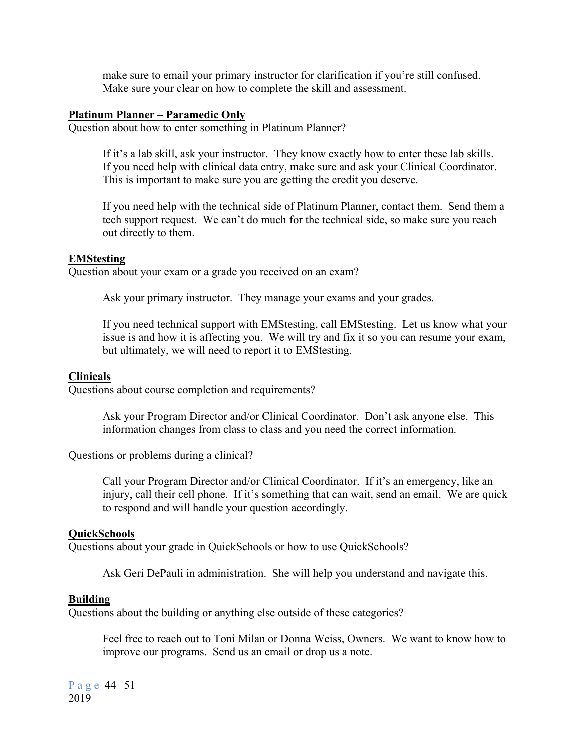make sure to email your primary instructor for clarification if you're still confused. Make sure your clear on how to complete the skill and assessment.

**Platinum Planner – Paramedic Only**

Question about how to enter something in Platinum Planner?

> If it's a lab skill, ask your instructor. They know exactly how to enter these lab skills. If you need help with clinical data entry, make sure and ask your Clinical Coordinator. This is important to make sure you are getting the credit you deserve.
>
> If you need help with the technical side of Platinum Planner, contact them. Send them a tech support request. We can't do much for the technical side, so make sure you reach out directly to them.

**EMStesting**

Question about your exam or a grade you received on an exam?

> Ask your primary instructor. They manage your exams and your grades.
>
> If you need technical support with EMStesting, call EMStesting. Let us know what your issue is and how it is affecting you. We will try and fix it so you can resume your exam, but ultimately, we will need to report it to EMStesting.

**Clinicals**

Questions about course completion and requirements?

> Ask your Program Director and/or Clinical Coordinator. Don't ask anyone else. This information changes from class to class and you need the correct information.

Questions or problems during a clinical?

> Call your Program Director and/or Clinical Coordinator. If it's an emergency, like an injury, call their cell phone. If it's something that can wait, send an email. We are quick to respond and will handle your question accordingly.

**QuickSchools**

Questions about your grade in QuickSchools or how to use QuickSchools?

> Ask Geri DePauli in administration. She will help you understand and navigate this.

**Building**

Questions about the building or anything else outside of these categories?

> Feel free to reach out to Toni Milan or Donna Weiss, Owners. We want to know how to improve our programs. Send us an email or drop us a note.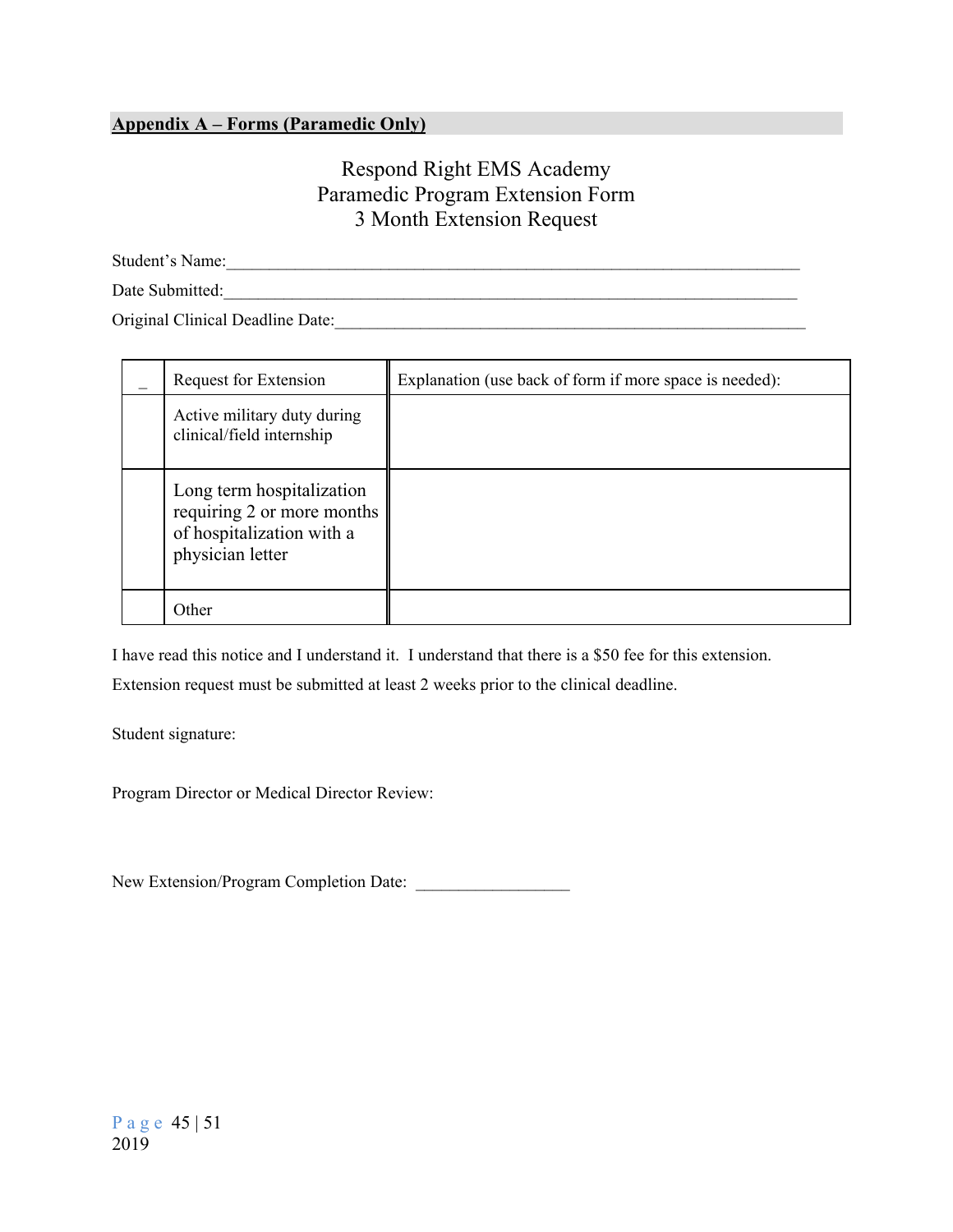**Appendix A – Forms (Paramedic Only)**

# Respond Right EMS Academy
## Paramedic Program Extension Form
## 3 Month Extension Request

Student's Name:_______________________________________________________________________

Date Submitted:_______________________________________________________________________

Original Clinical Deadline Date:_________________________________________________________

| _ | Request for Extension | Explanation (use back of form if more space is needed): |
|---|---|---|
| | Active military duty during clinical/field internship | |
| | Long term hospitalization requiring 2 or more months of hospitalization with a physician letter | |
| | Other | |

I have read this notice and I understand it. I understand that there is a $50 fee for this extension.

Extension request must be submitted at least 2 weeks prior to the clinical deadline.

Student signature:

Program Director or Medical Director Review:

New Extension/Program Completion Date: __________________

2019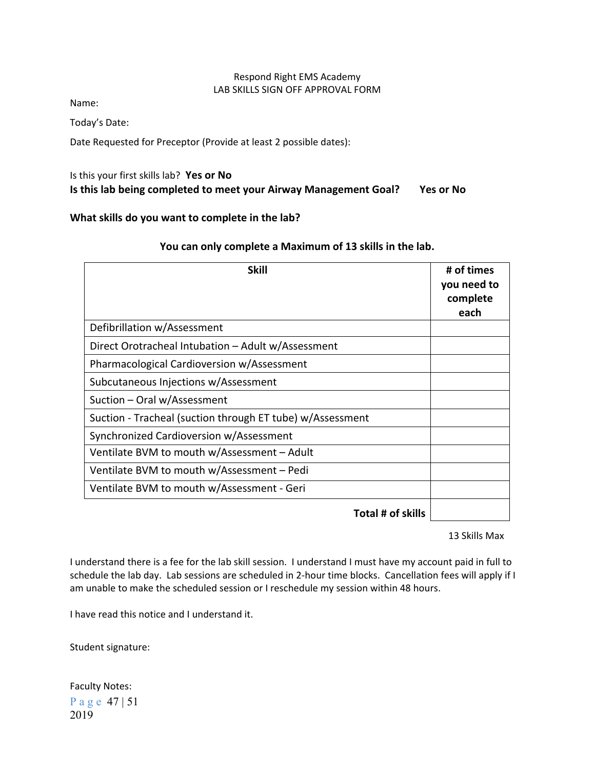Respond Right EMS Academy

LAB SKILLS SIGN OFF APPROVAL FORM

Name:

Today's Date:

Date Requested for Preceptor (Provide at least 2 possible dates):

Is this your first skills lab? **Yes or No**

**Is this lab being completed to meet your Airway Management Goal? Yes or No**

**What skills do you want to complete in the lab?**

**You can only complete a Maximum of 13 skills in the lab.**

| Skill | # of times you need to complete each |
| --- | --- |
| Defibrillation w/Assessment | |
| Direct Orotracheal Intubation – Adult w/Assessment | |
| Pharmacological Cardioversion w/Assessment | |
| Subcutaneous Injections w/Assessment | |
| Suction – Oral w/Assessment | |
| Suction - Tracheal (suction through ET tube) w/Assessment | |
| Synchronized Cardioversion w/Assessment | |
| Ventilate BVM to mouth w/Assessment – Adult | |
| Ventilate BVM to mouth w/Assessment – Pedi | |
| Ventilate BVM to mouth w/Assessment - Geri | |
| **Total # of skills** | |

13 Skills Max

I understand there is a fee for the lab skill session. I understand I must have my account paid in full to schedule the lab day. Lab sessions are scheduled in 2-hour time blocks. Cancellation fees will apply if I am unable to make the scheduled session or I reschedule my session within 48 hours.

I have read this notice and I understand it.

Student signature:

Faculty Notes: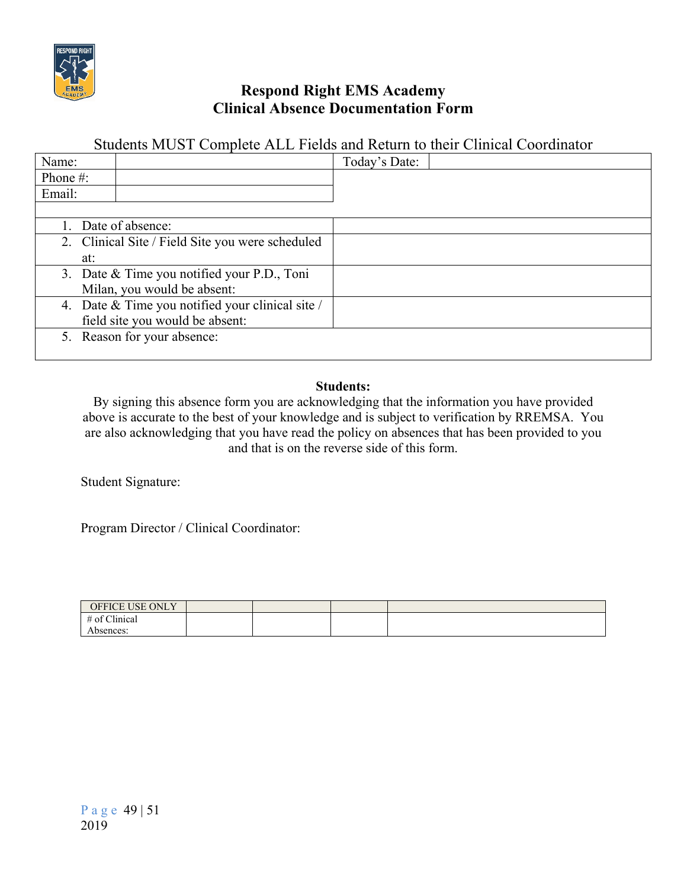# Respond Right EMS Academy
## Clinical Absence Documentation Form

Students MUST Complete ALL Fields and Return to their Clinical Coordinator

| Name: | | Today's Date: | |
|---|---|---|---|
| Phone #: | | | |
| Email: | | | |
| | | | |
| 1. Date of absence: | | | |
| 2. Clinical Site / Field Site you were scheduled at: | | | |
| 3. Date & Time you notified your P.D., Toni Milan, you would be absent: | | | |
| 4. Date & Time you notified your clinical site / field site you would be absent: | | | |
| 5. Reason for your absence: | | | |

**Students:**

By signing this absence form you are acknowledging that the information you have provided above is accurate to the best of your knowledge and is subject to verification by RREMSA. You are also acknowledging that you have read the policy on absences that has been provided to you and that is on the reverse side of this form.

Student Signature:

Program Director / Clinical Coordinator:

| OFFICE USE ONLY | | | | |
|---|---|---|---|---|
| # of Clinical Absences: | | | | |

2019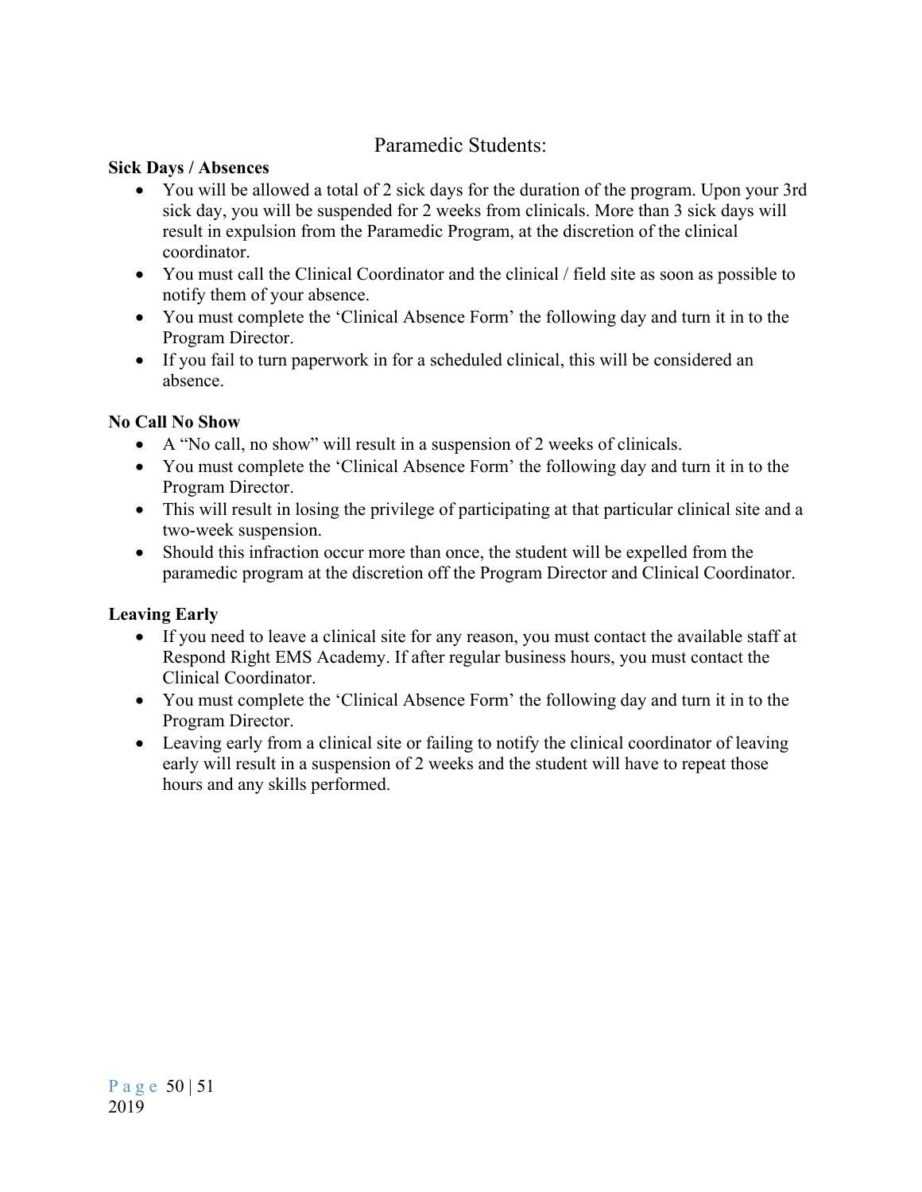# Paramedic Students:

**Sick Days / Absences**

- You will be allowed a total of 2 sick days for the duration of the program. Upon your 3rd sick day, you will be suspended for 2 weeks from clinicals. More than 3 sick days will result in expulsion from the Paramedic Program, at the discretion of the clinical coordinator.
- You must call the Clinical Coordinator and the clinical / field site as soon as possible to notify them of your absence.
- You must complete the 'Clinical Absence Form' the following day and turn it in to the Program Director.
- If you fail to turn paperwork in for a scheduled clinical, this will be considered an absence.

**No Call No Show**

- A "No call, no show" will result in a suspension of 2 weeks of clinicals.
- You must complete the 'Clinical Absence Form' the following day and turn it in to the Program Director.
- This will result in losing the privilege of participating at that particular clinical site and a two-week suspension.
- Should this infraction occur more than once, the student will be expelled from the paramedic program at the discretion off the Program Director and Clinical Coordinator.

**Leaving Early**

- If you need to leave a clinical site for any reason, you must contact the available staff at Respond Right EMS Academy. If after regular business hours, you must contact the Clinical Coordinator.
- You must complete the 'Clinical Absence Form' the following day and turn it in to the Program Director.
- Leaving early from a clinical site or failing to notify the clinical coordinator of leaving early will result in a suspension of 2 weeks and the student will have to repeat those hours and any skills performed.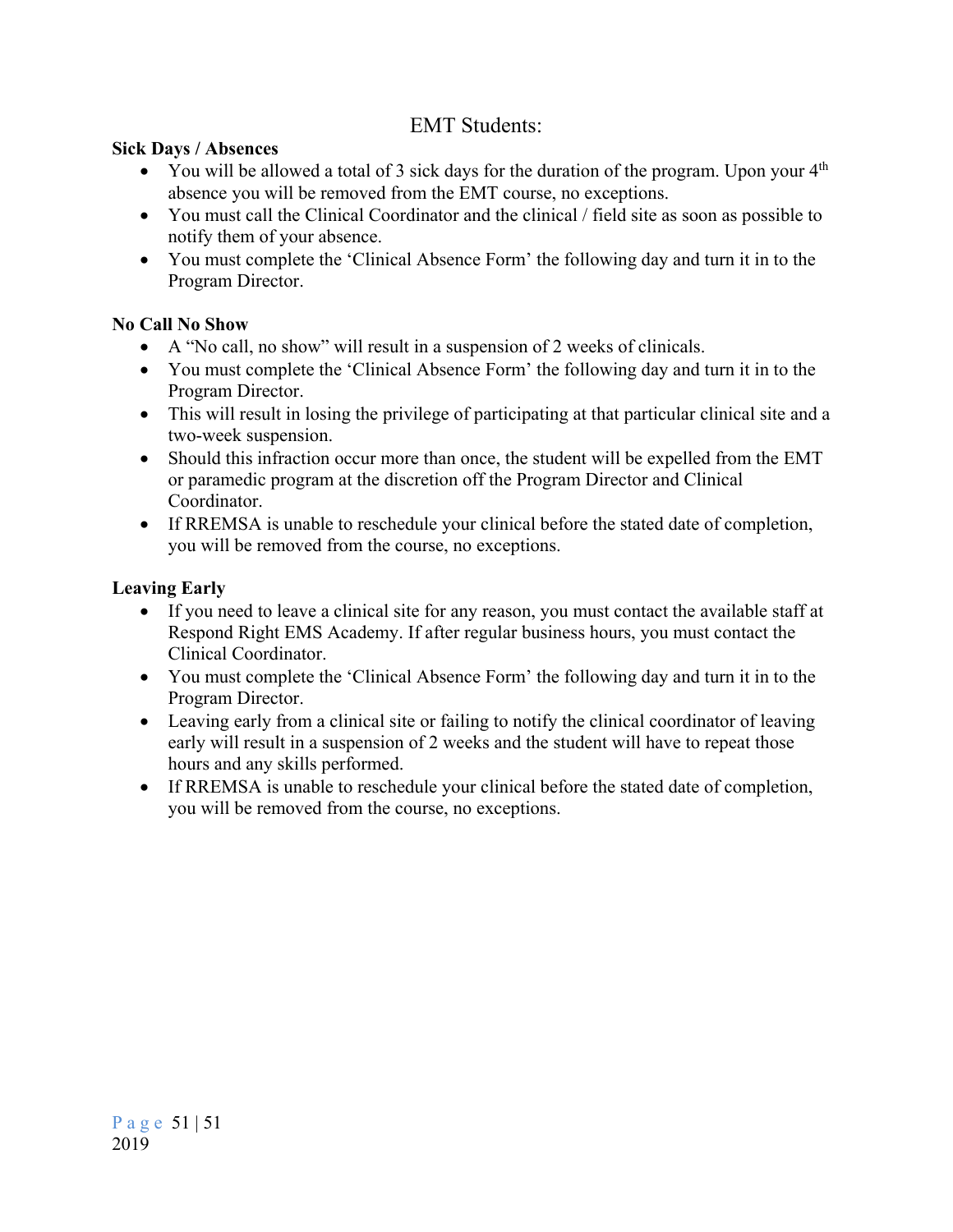## EMT Students:

**Sick Days / Absences**

- You will be allowed a total of 3 sick days for the duration of the program. Upon your 4th absence you will be removed from the EMT course, no exceptions.
- You must call the Clinical Coordinator and the clinical / field site as soon as possible to notify them of your absence.
- You must complete the 'Clinical Absence Form' the following day and turn it in to the Program Director.

**No Call No Show**

- A "No call, no show" will result in a suspension of 2 weeks of clinicals.
- You must complete the 'Clinical Absence Form' the following day and turn it in to the Program Director.
- This will result in losing the privilege of participating at that particular clinical site and a two-week suspension.
- Should this infraction occur more than once, the student will be expelled from the EMT or paramedic program at the discretion off the Program Director and Clinical Coordinator.
- If RREMSA is unable to reschedule your clinical before the stated date of completion, you will be removed from the course, no exceptions.

**Leaving Early**

- If you need to leave a clinical site for any reason, you must contact the available staff at Respond Right EMS Academy. If after regular business hours, you must contact the Clinical Coordinator.
- You must complete the 'Clinical Absence Form' the following day and turn it in to the Program Director.
- Leaving early from a clinical site or failing to notify the clinical coordinator of leaving early will result in a suspension of 2 weeks and the student will have to repeat those hours and any skills performed.
- If RREMSA is unable to reschedule your clinical before the stated date of completion, you will be removed from the course, no exceptions.